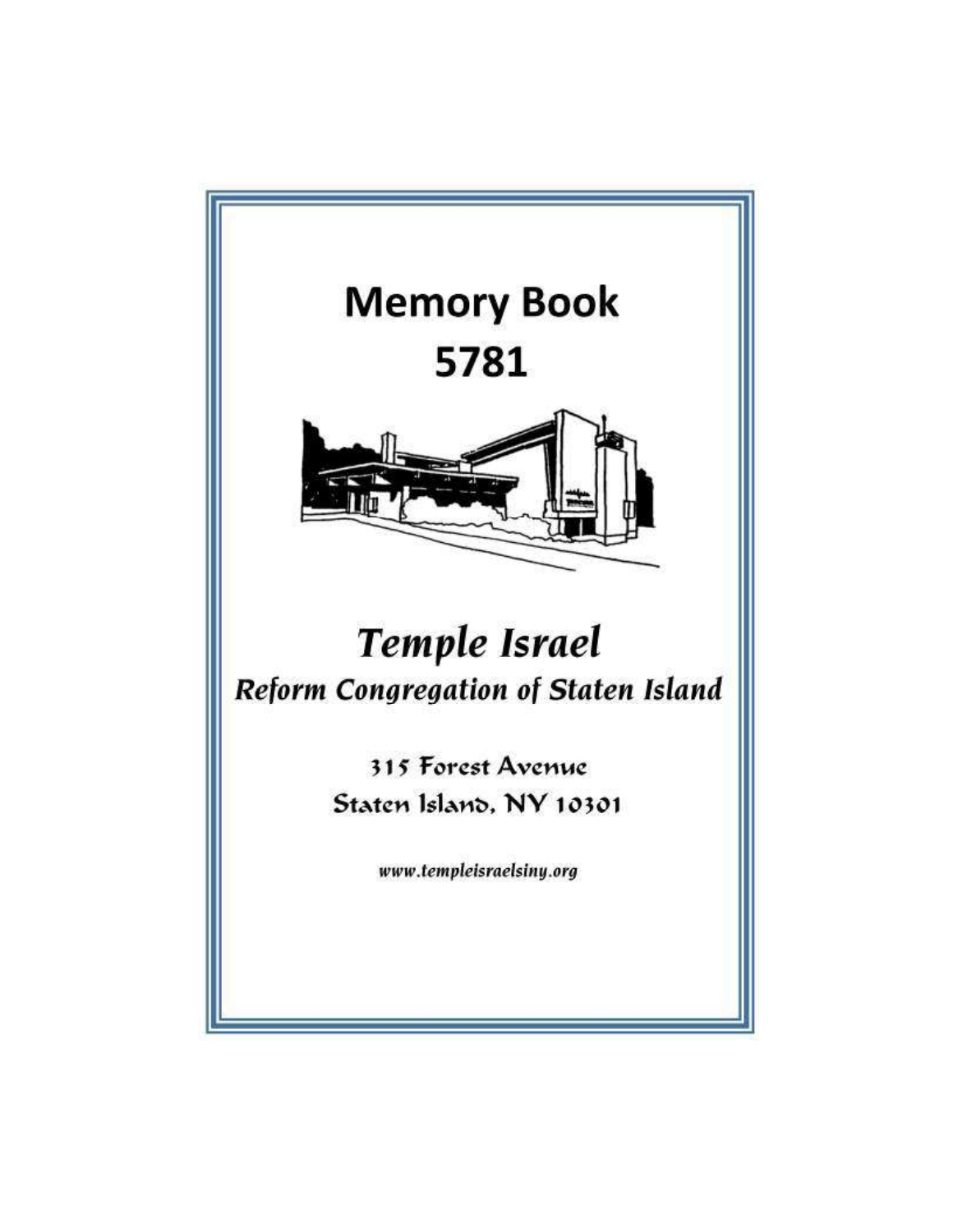# Memory Book
# 5781

## *Temple Israel*

### *Reform Congregation of Staten Island*

315 Forest Avenue
Staten Island, NY 10301

*www.templeisraelsiny.org*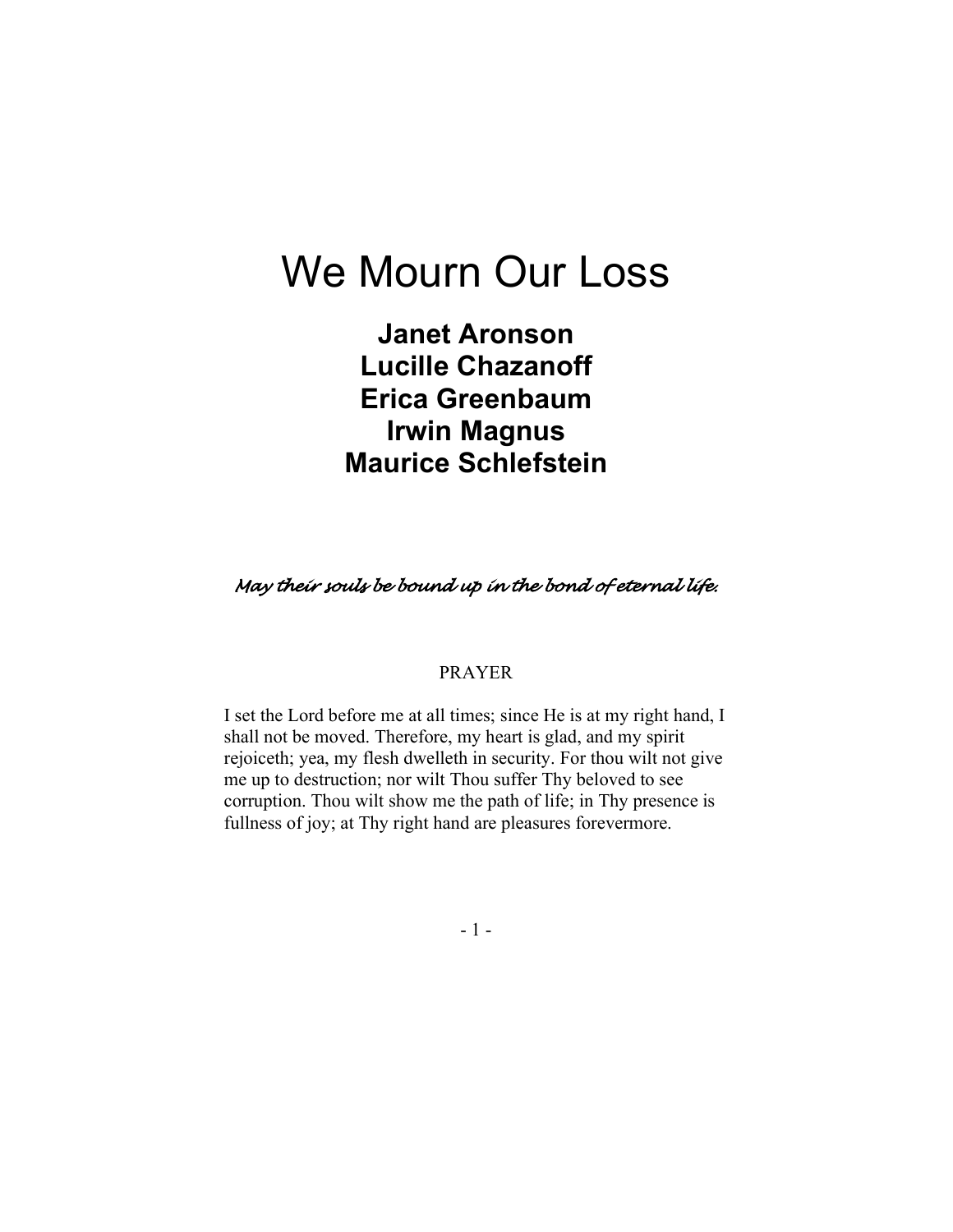# We Mourn Our Loss

**Janet Aronson**
**Lucille Chazanoff**
**Erica Greenbaum**
**Irwin Magnus**
**Maurice Schlefstein**

*May their souls be bound up in the bond of eternal life.*

PRAYER

I set the Lord before me at all times; since He is at my right hand, I shall not be moved. Therefore, my heart is glad, and my spirit rejoiceth; yea, my flesh dwelleth in security. For thou wilt not give me up to destruction; nor wilt Thou suffer Thy beloved to see corruption. Thou wilt show me the path of life; in Thy presence is fullness of joy; at Thy right hand are pleasures forevermore.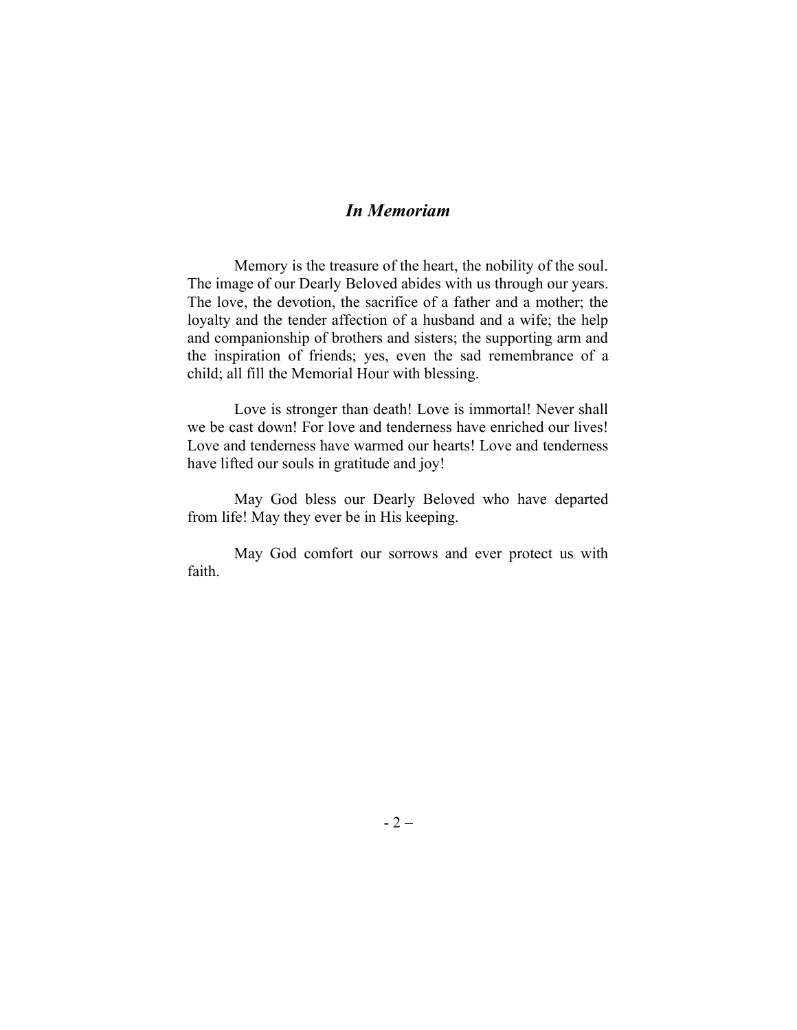## *In Memoriam*

Memory is the treasure of the heart, the nobility of the soul. The image of our Dearly Beloved abides with us through our years. The love, the devotion, the sacrifice of a father and a mother; the loyalty and the tender affection of a husband and a wife; the help and companionship of brothers and sisters; the supporting arm and the inspiration of friends; yes, even the sad remembrance of a child; all fill the Memorial Hour with blessing.

Love is stronger than death! Love is immortal! Never shall we be cast down! For love and tenderness have enriched our lives! Love and tenderness have warmed our hearts! Love and tenderness have lifted our souls in gratitude and joy!

May God bless our Dearly Beloved who have departed from life! May they ever be in His keeping.

May God comfort our sorrows and ever protect us with faith.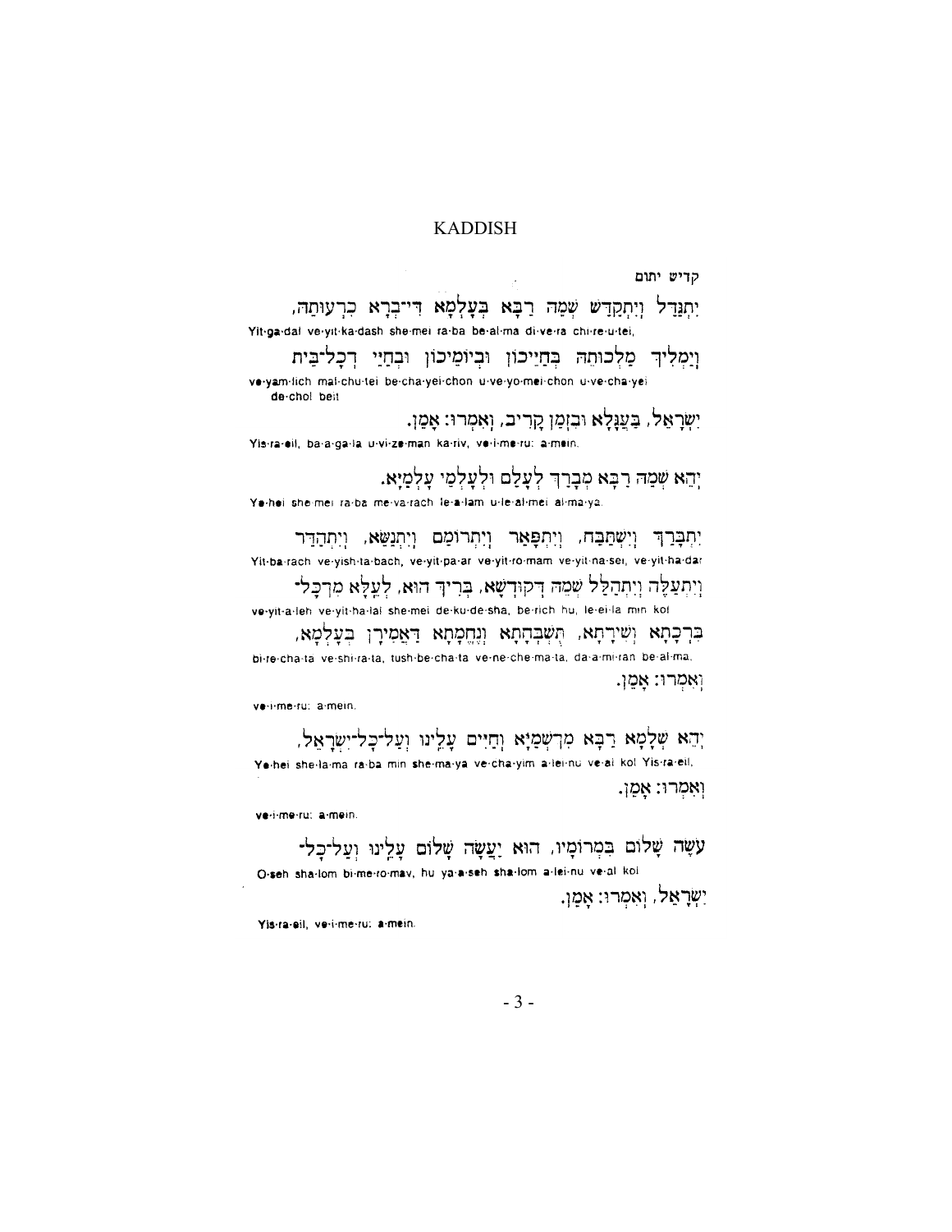# KADDISH

קדיש יתום

יִתְגַּדַּל וְיִתְקַדַּשׁ שְׁמֵהּ רַבָּא בְּעָלְמָא דִּי־בְרָא כִרְעוּתֵהּ,

Yit·ga·dal ve·yit·ka·dash she·mei ra·ba be·al·ma di·ve·ra chi·re·u·tei,

וְיַמְלִיךְ מַלְכוּתֵהּ בְּחַיֵּיכוֹן וּבְיוֹמֵיכוֹן וּבְחַיֵּי דְכָל־בֵּית

ve·yam·lich mal·chu·tei be·cha·yei·chon u·ve·yo·mei·chon u·ve·cha·yei de·chol beit

יִשְׂרָאֵל, בַּעֲגָלָא וּבִזְמַן קָרִיב, וְאִמְרוּ: אָמֵן.

Yis·ra·eil, ba·a·ga·la u·vi·ze·man ka·riv, ve·i·me·ru: a·mein.

יְהֵא שְׁמֵהּ רַבָּא מְבָרַךְ לְעָלַם וּלְעָלְמֵי עָלְמַיָּא.

Ye·hei she·mei ra·ba me·va·rach le·a·lam u·le·al·mei al·ma·ya.

יִתְבָּרַךְ וְיִשְׁתַּבַּח, וְיִתְפָּאַר וְיִתְרוֹמַם וְיִתְנַשֵּׂא, וְיִתְהַדַּר

Yit·ba·rach ve·yish·ta·bach, ve·yit·pa·ar ve·yit·ro·mam ve·yit·na·sei, ve·yit·ha·dar

וְיִתְעַלֶּה וְיִתְהַלָּל שְׁמֵהּ דְּקוּדְשָׁא, בְּרִיךְ הוּא, לְעֵלָּא מִן־כָּל־

ve·yit·a·leh ve·yit·ha·lal she·mei de·ku·de·sha, be·rich hu, le·ei·la min kol

בִּרְכָתָא וְשִׁירָתָא, תֻּשְׁבְּחָתָא וְנֶחֱמָתָא דַּאֲמִירָן בְּעָלְמָא,

bi·re·cha·ta ve·shi·ra·ta, tush·be·cha·ta ve·ne·che·ma·ta, da·a·mi·ran be·al·ma,

וְאִמְרוּ: אָמֵן.

ve·i·me·ru: a·mein.

יְהֵא שְׁלָמָא רַבָּא מִן־שְׁמַיָּא וְחַיִּים עָלֵינוּ וְעַל־כָּל־יִשְׂרָאֵל,

Ye·hei she·la·ma ra·ba min she·ma·ya ve·cha·yim a·lei·nu ve·al kol Yis·ra·eil,

וְאִמְרוּ: אָמֵן.

ve·i·me·ru: a·mein.

עֹשֶׂה שָׁלוֹם בִּמְרוֹמָיו, הוּא יַעֲשֶׂה שָׁלוֹם עָלֵינוּ וְעַל־כָּל־

O·seh sha·lom bi·me·ro·mav, hu ya·a·seh sha·lom a·lei·nu ve·al kol

יִשְׂרָאֵל, וְאִמְרוּ: אָמֵן.

Yis·ra·eil, ve·i·me·ru: a·mein.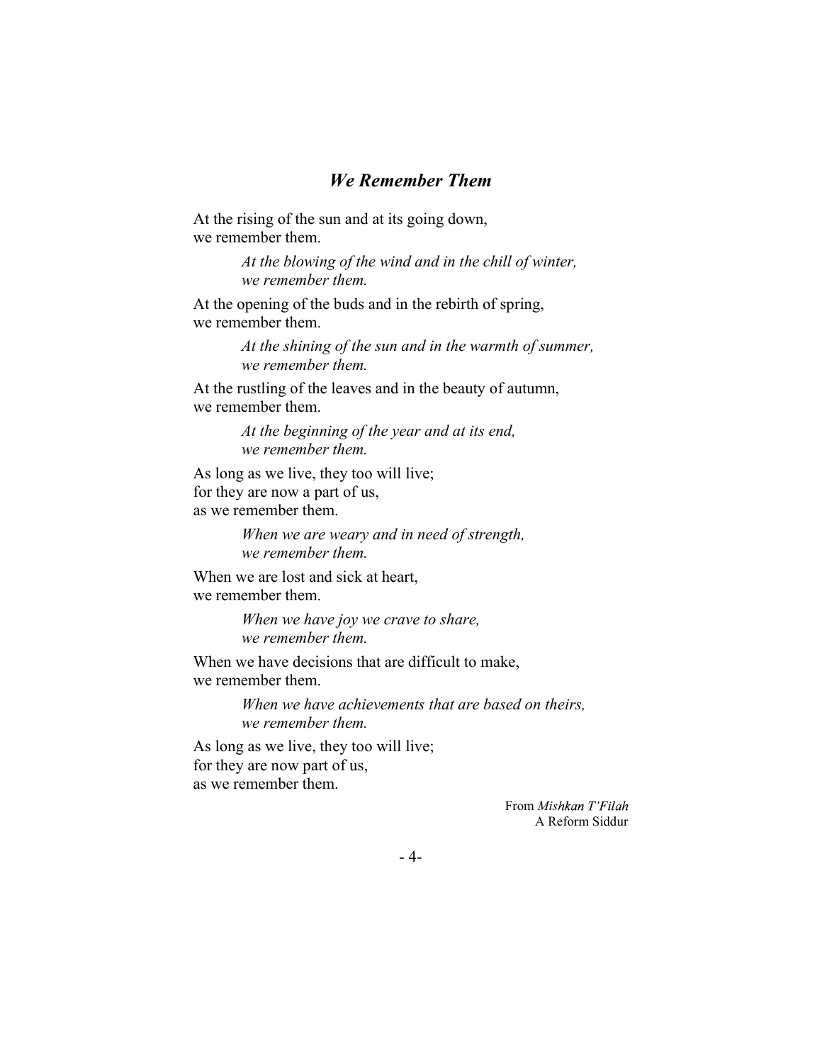## *We Remember Them*

At the rising of the sun and at its going down,
we remember them.

> *At the blowing of the wind and in the chill of winter,*
> *we remember them.*

At the opening of the buds and in the rebirth of spring,
we remember them.

> *At the shining of the sun and in the warmth of summer,*
> *we remember them.*

At the rustling of the leaves and in the beauty of autumn,
we remember them.

> *At the beginning of the year and at its end,*
> *we remember them.*

As long as we live, they too will live;
for they are now a part of us,
as we remember them.

> *When we are weary and in need of strength,*
> *we remember them.*

When we are lost and sick at heart,
we remember them.

> *When we have joy we crave to share,*
> *we remember them.*

When we have decisions that are difficult to make,
we remember them.

> *When we have achievements that are based on theirs,*
> *we remember them.*

As long as we live, they too will live;
for they are now part of us,
as we remember them.

From *Mishkan T'Filah*
A Reform Siddur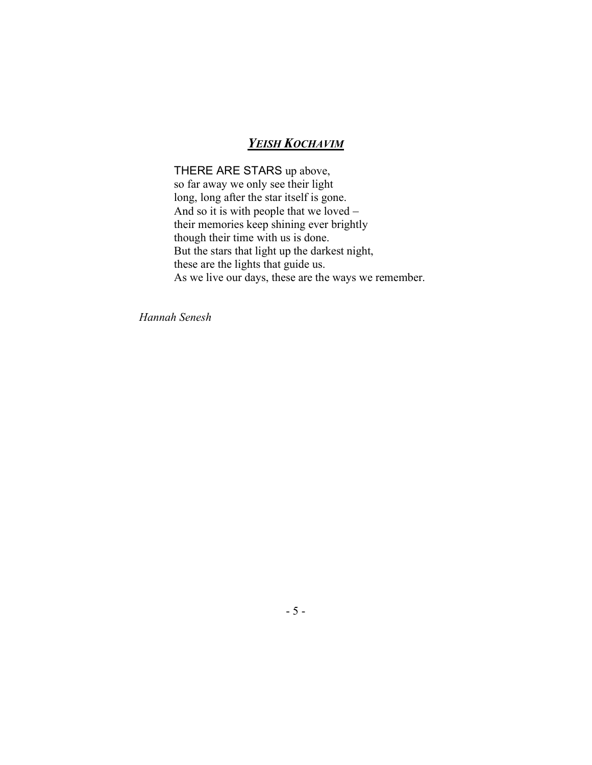## ***Yeish Kochavim***

THERE ARE STARS up above,
so far away we only see their light
long, long after the star itself is gone.
And so it is with people that we loved –
their memories keep shining ever brightly
though their time with us is done.
But the stars that light up the darkest night,
these are the lights that guide us.
As we live our days, these are the ways we remember.

*Hannah Senesh*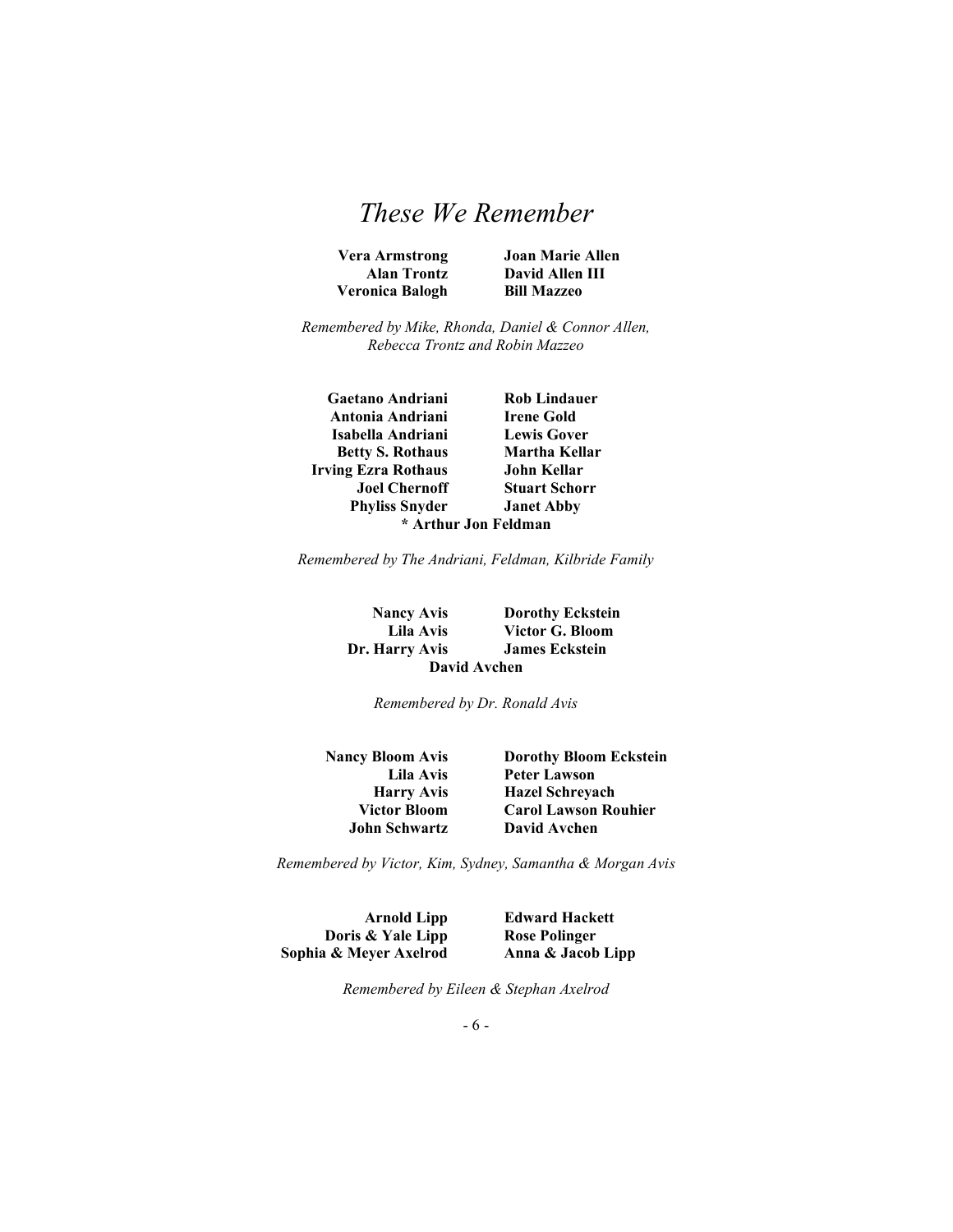# *These We Remember*

**Vera Armstrong**
**Alan Trontz**
**Veronica Balogh**
**Joan Marie Allen**
**David Allen III**
**Bill Mazzeo**

*Remembered by Mike, Rhonda, Daniel & Connor Allen, Rebecca Trontz and Robin Mazzeo*

**Gaetano Andriani**
**Antonia Andriani**
**Isabella Andriani**
**Betty S. Rothaus**
**Irving Ezra Rothaus**
**Joel Chernoff**
**Phyliss Snyder**
**Rob Lindauer**
**Irene Gold**
**Lewis Gover**
**Martha Kellar**
**John Kellar**
**Stuart Schorr**
**Janet Abby**
**\* Arthur Jon Feldman**

*Remembered by The Andriani, Feldman, Kilbride Family*

**Nancy Avis**
**Lila Avis**
**Dr. Harry Avis**
**Dorothy Eckstein**
**Victor G. Bloom**
**James Eckstein**
**David Avchen**

*Remembered by Dr. Ronald Avis*

**Nancy Bloom Avis**
**Lila Avis**
**Harry Avis**
**Victor Bloom**
**John Schwartz**
**Dorothy Bloom Eckstein**
**Peter Lawson**
**Hazel Schreyach**
**Carol Lawson Rouhier**
**David Avchen**

*Remembered by Victor, Kim, Sydney, Samantha & Morgan Avis*

**Arnold Lipp**
**Doris & Yale Lipp**
**Sophia & Meyer Axelrod**
**Edward Hackett**
**Rose Polinger**
**Anna & Jacob Lipp**

*Remembered by Eileen & Stephan Axelrod*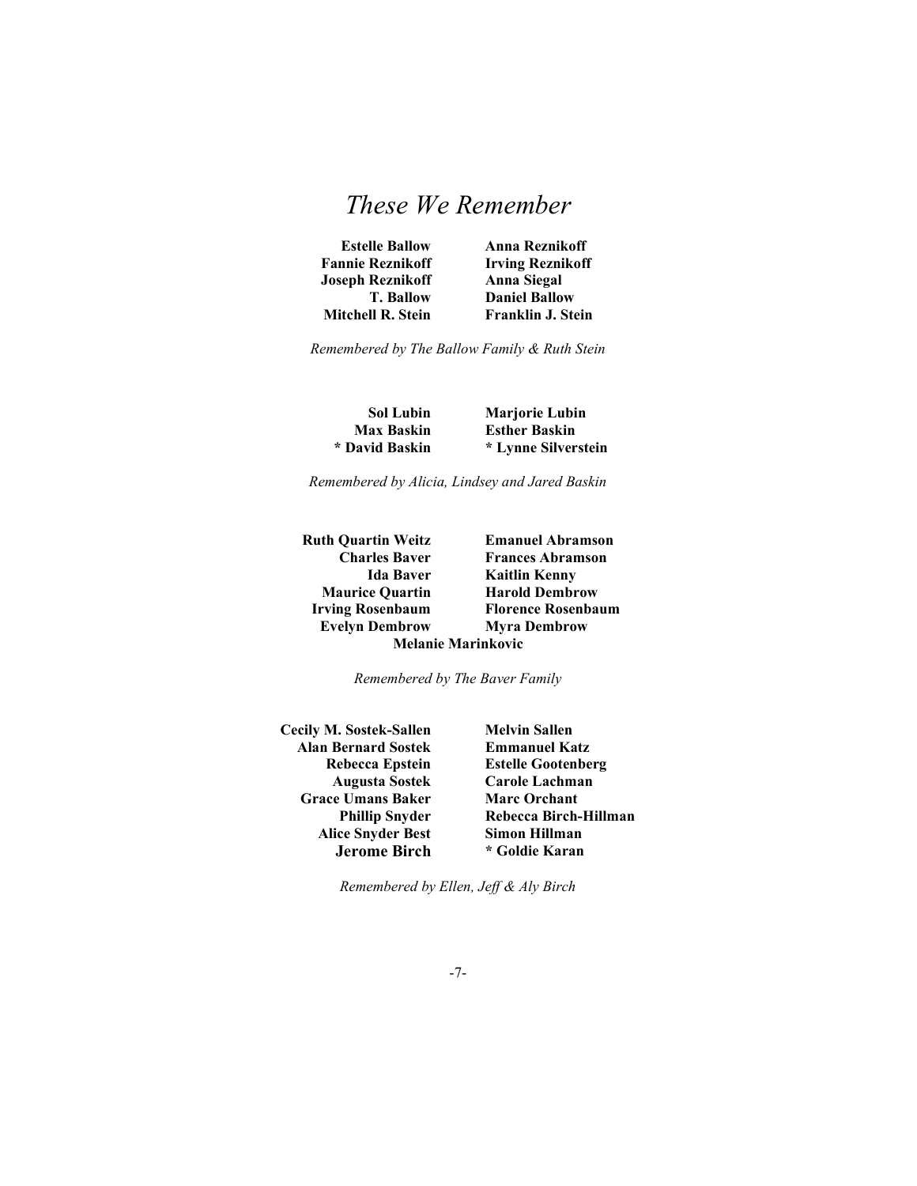# *These We Remember*

**Estelle Ballow**  
**Fannie Reznikoff**  
**Joseph Reznikoff**  
**T. Ballow**  
**Mitchell R. Stein**  
**Anna Reznikoff**  
**Irving Reznikoff**  
**Anna Siegal**  
**Daniel Ballow**  
**Franklin J. Stein**

*Remembered by The Ballow Family & Ruth Stein*

**Sol Lubin**  
**Max Baskin**  
*** David Baskin**  
**Marjorie Lubin**  
**Esther Baskin**  
*** Lynne Silverstein**

*Remembered by Alicia, Lindsey and Jared Baskin*

**Ruth Quartin Weitz**  
**Charles Baver**  
**Ida Baver**  
**Maurice Quartin**  
**Irving Rosenbaum**  
**Evelyn Dembrow**  
**Emanuel Abramson**  
**Frances Abramson**  
**Kaitlin Kenny**  
**Harold Dembrow**  
**Florence Rosenbaum**  
**Myra Dembrow**  
**Melanie Marinkovic**

*Remembered by The Baver Family*

**Cecily M. Sostek-Sallen**  
**Alan Bernard Sostek**  
**Rebecca Epstein**  
**Augusta Sostek**  
**Grace Umans Baker**  
**Phillip Snyder**  
**Alice Snyder Best**  
**Jerome Birch**  
**Melvin Sallen**  
**Emmanuel Katz**  
**Estelle Gootenberg**  
**Carole Lachman**  
**Marc Orchant**  
**Rebecca Birch-Hillman**  
**Simon Hillman**  
*** Goldie Karan**

*Remembered by Ellen, Jeff & Aly Birch*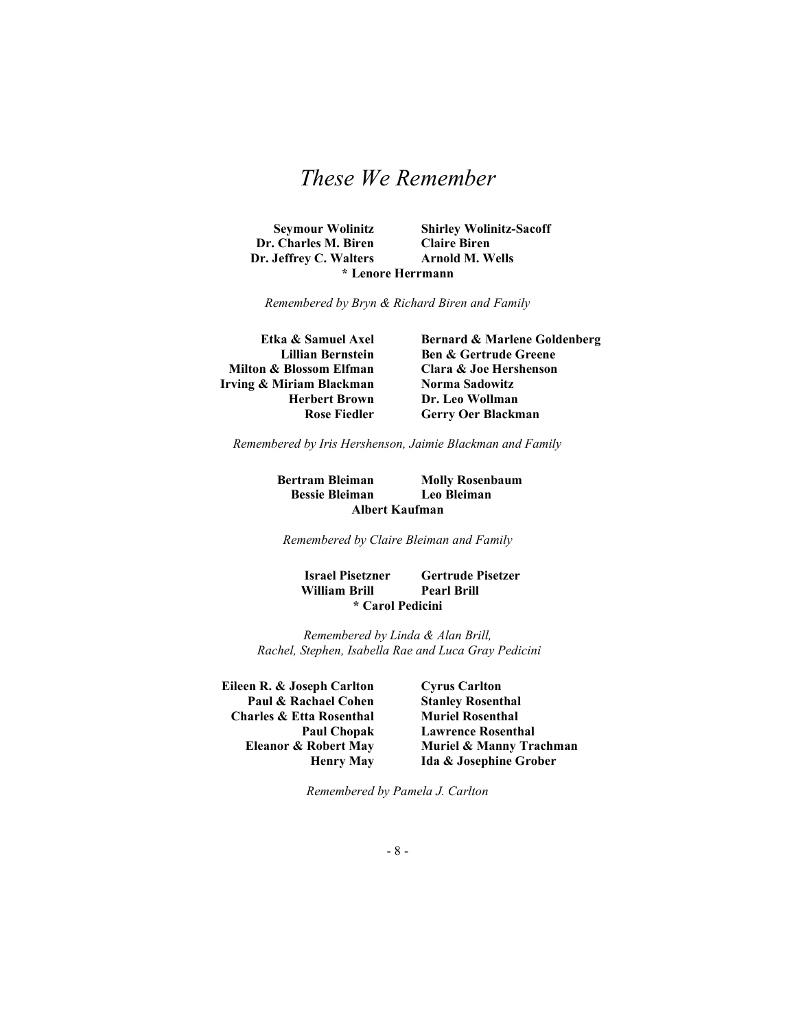# *These We Remember*

**Seymour Wolinitz** **Shirley Wolinitz-Sacoff**
**Dr. Charles M. Biren** **Claire Biren**
**Dr. Jeffrey C. Walters** **Arnold M. Wells**
**\* Lenore Herrmann**

*Remembered by Bryn & Richard Biren and Family*

**Etka & Samuel Axel** **Bernard & Marlene Goldenberg**
**Lillian Bernstein** **Ben & Gertrude Greene**
**Milton & Blossom Elfman** **Clara & Joe Hershenson**
**Irving & Miriam Blackman** **Norma Sadowitz**
**Herbert Brown** **Dr. Leo Wollman**
**Rose Fiedler** **Gerry Oer Blackman**

*Remembered by Iris Hershenson, Jaimie Blackman and Family*

**Bertram Bleiman** **Molly Rosenbaum**
**Bessie Bleiman** **Leo Bleiman**
**Albert Kaufman**

*Remembered by Claire Bleiman and Family*

**Israel Pisetzner** **Gertrude Pisetzer**
**William Brill** **Pearl Brill**
**\* Carol Pedicini**

*Remembered by Linda & Alan Brill,*
*Rachel, Stephen, Isabella Rae and Luca Gray Pedicini*

**Eileen R. & Joseph Carlton** **Cyrus Carlton**
**Paul & Rachael Cohen** **Stanley Rosenthal**
**Charles & Etta Rosenthal** **Muriel Rosenthal**
**Paul Chopak** **Lawrence Rosenthal**
**Eleanor & Robert May** **Muriel & Manny Trachman**
**Henry May** **Ida & Josephine Grober**

*Remembered by Pamela J. Carlton*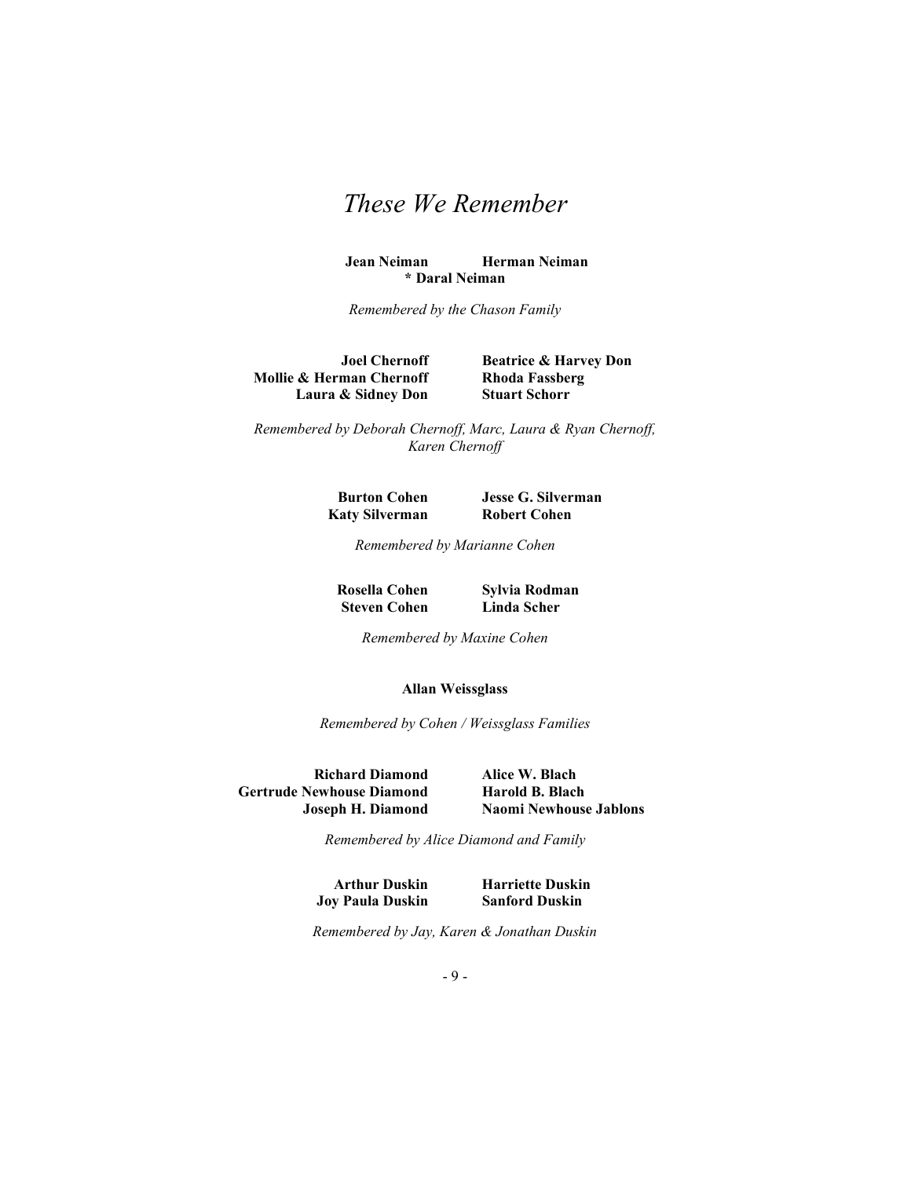# *These We Remember*

**Jean Neiman** **Herman Neiman**
**\* Daral Neiman**

*Remembered by the Chason Family*

**Joel Chernoff**
**Mollie & Herman Chernoff**
**Laura & Sidney Don**
**Beatrice & Harvey Don**
**Rhoda Fassberg**
**Stuart Schorr**

*Remembered by Deborah Chernoff, Marc, Laura & Ryan Chernoff, Karen Chernoff*

**Burton Cohen**
**Katy Silverman**
**Jesse G. Silverman**
**Robert Cohen**

*Remembered by Marianne Cohen*

**Rosella Cohen**
**Steven Cohen**
**Sylvia Rodman**
**Linda Scher**

*Remembered by Maxine Cohen*

**Allan Weissglass**

*Remembered by Cohen / Weissglass Families*

**Richard Diamond**
**Gertrude Newhouse Diamond**
**Joseph H. Diamond**
**Alice W. Blach**
**Harold B. Blach**
**Naomi Newhouse Jablons**

*Remembered by Alice Diamond and Family*

**Arthur Duskin**
**Joy Paula Duskin**
**Harriette Duskin**
**Sanford Duskin**

*Remembered by Jay, Karen & Jonathan Duskin*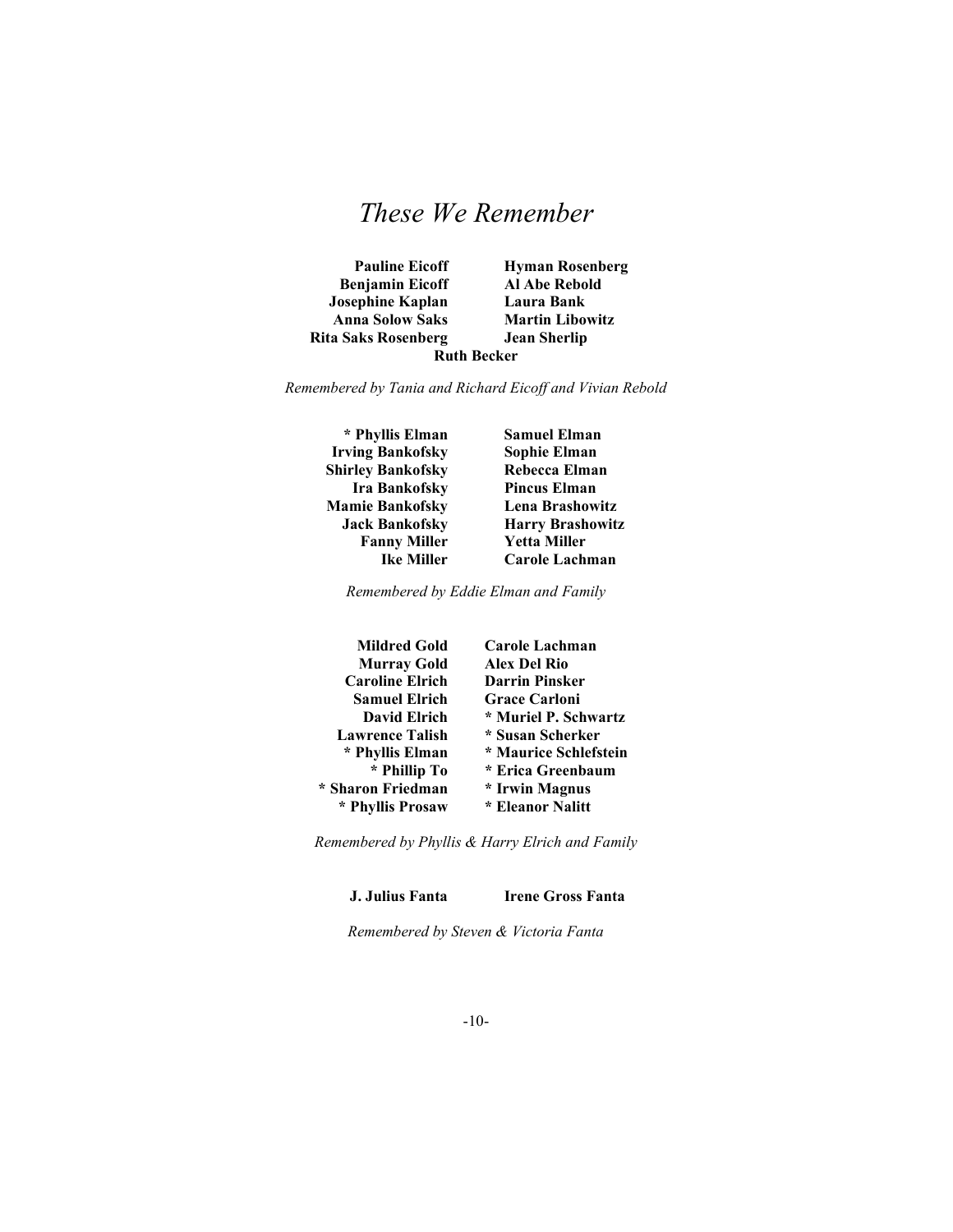# *These We Remember*

**Pauline Eicoff** **Hyman Rosenberg**
**Benjamin Eicoff** **Al Abe Rebold**
**Josephine Kaplan** **Laura Bank**
**Anna Solow Saks** **Martin Libowitz**
**Rita Saks Rosenberg** **Jean Sherlip**
**Ruth Becker**

*Remembered by Tania and Richard Eicoff and Vivian Rebold*

**\* Phyllis Elman** **Samuel Elman**
**Irving Bankofsky** **Sophie Elman**
**Shirley Bankofsky** **Rebecca Elman**
**Ira Bankofsky** **Pincus Elman**
**Mamie Bankofsky** **Lena Brashowitz**
**Jack Bankofsky** **Harry Brashowitz**
**Fanny Miller** **Yetta Miller**
**Ike Miller** **Carole Lachman**

*Remembered by Eddie Elman and Family*

**Mildred Gold** **Carole Lachman**
**Murray Gold** **Alex Del Rio**
**Caroline Elrich** **Darrin Pinsker**
**Samuel Elrich** **Grace Carloni**
**David Elrich** **\* Muriel P. Schwartz**
**Lawrence Talish** **\* Susan Scherker**
**\* Phyllis Elman** **\* Maurice Schlefstein**
**\* Phillip To** **\* Erica Greenbaum**
**\* Sharon Friedman** **\* Irwin Magnus**
**\* Phyllis Prosaw** **\* Eleanor Nalitt**

*Remembered by Phyllis & Harry Elrich and Family*

**J. Julius Fanta** **Irene Gross Fanta**

*Remembered by Steven & Victoria Fanta*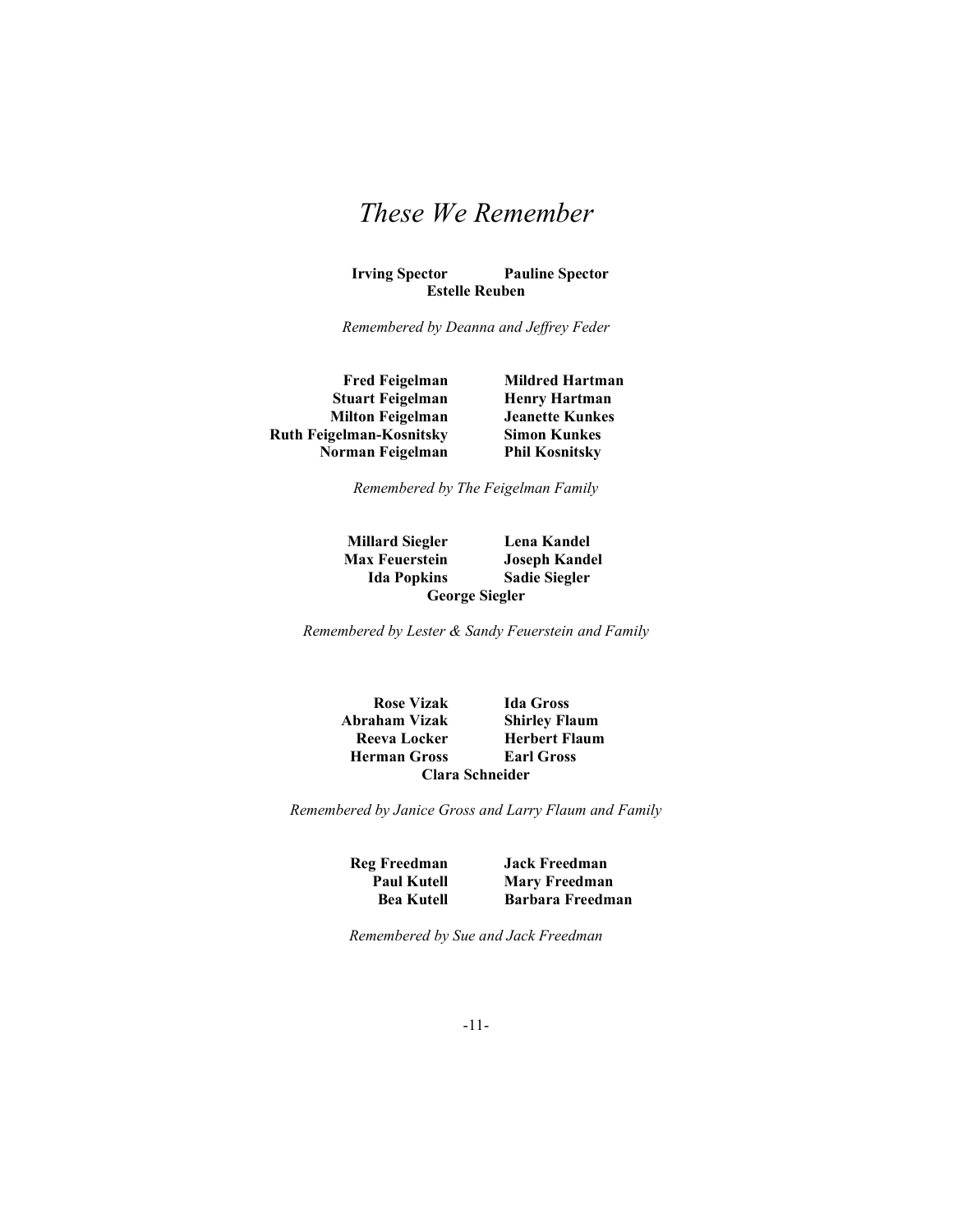# *These We Remember*

**Irving Spector** **Pauline Spector**
**Estelle Reuben**

*Remembered by Deanna and Jeffrey Feder*

**Fred Feigelman** **Mildred Hartman**
**Stuart Feigelman** **Henry Hartman**
**Milton Feigelman** **Jeanette Kunkes**
**Ruth Feigelman-Kosnitsky** **Simon Kunkes**
**Norman Feigelman** **Phil Kosnitsky**

*Remembered by The Feigelman Family*

**Millard Siegler** **Lena Kandel**
**Max Feuerstein** **Joseph Kandel**
**Ida Popkins** **Sadie Siegler**
**George Siegler**

*Remembered by Lester & Sandy Feuerstein and Family*

**Rose Vizak** **Ida Gross**
**Abraham Vizak** **Shirley Flaum**
**Reeva Locker** **Herbert Flaum**
**Herman Gross** **Earl Gross**
**Clara Schneider**

*Remembered by Janice Gross and Larry Flaum and Family*

**Reg Freedman** **Jack Freedman**
**Paul Kutell** **Mary Freedman**
**Bea Kutell** **Barbara Freedman**

*Remembered by Sue and Jack Freedman*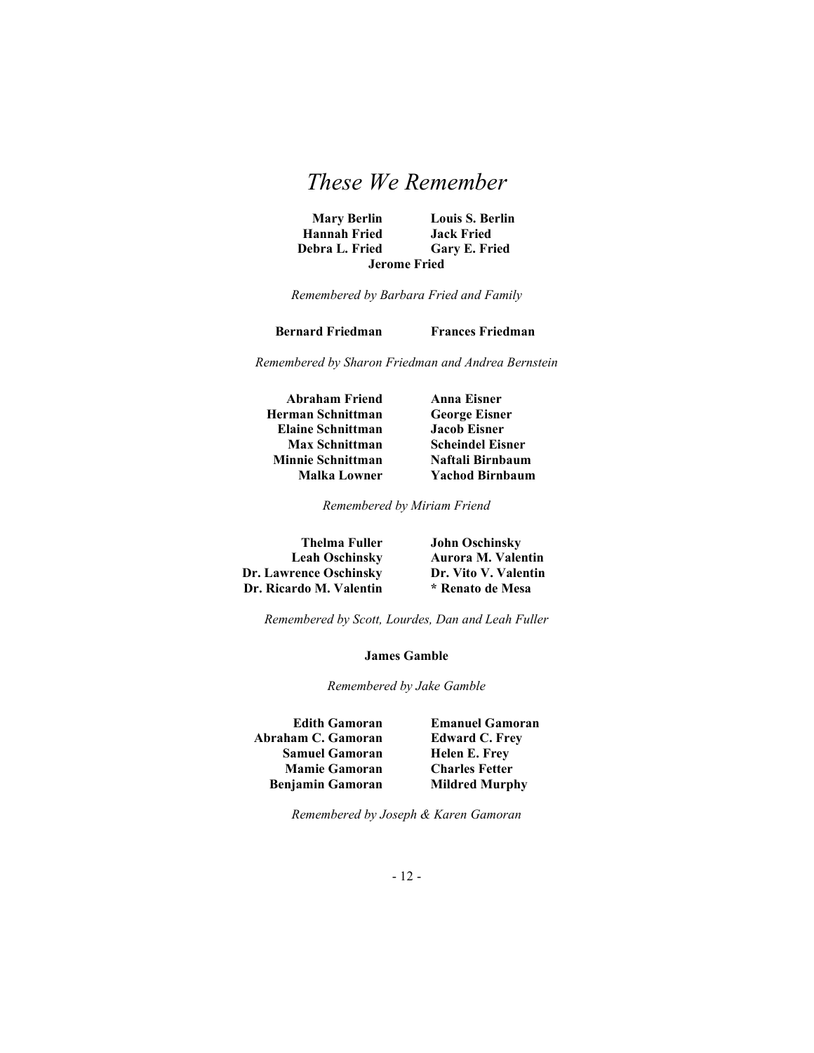# *These We Remember*

**Mary Berlin** **Louis S. Berlin**
**Hannah Fried** **Jack Fried**
**Debra L. Fried** **Gary E. Fried**
**Jerome Fried**

*Remembered by Barbara Fried and Family*

**Bernard Friedman** **Frances Friedman**

*Remembered by Sharon Friedman and Andrea Bernstein*

**Abraham Friend** **Anna Eisner**
**Herman Schnittman** **George Eisner**
**Elaine Schnittman** **Jacob Eisner**
**Max Schnittman** **Scheindel Eisner**
**Minnie Schnittman** **Naftali Birnbaum**
**Malka Lowner** **Yachod Birnbaum**

*Remembered by Miriam Friend*

**Thelma Fuller** **John Oschinsky**
**Leah Oschinsky** **Aurora M. Valentin**
**Dr. Lawrence Oschinsky** **Dr. Vito V. Valentin**
**Dr. Ricardo M. Valentin** **\* Renato de Mesa**

*Remembered by Scott, Lourdes, Dan and Leah Fuller*

**James Gamble**

*Remembered by Jake Gamble*

**Edith Gamoran** **Emanuel Gamoran**
**Abraham C. Gamoran** **Edward C. Frey**
**Samuel Gamoran** **Helen E. Frey**
**Mamie Gamoran** **Charles Fetter**
**Benjamin Gamoran** **Mildred Murphy**

*Remembered by Joseph & Karen Gamoran*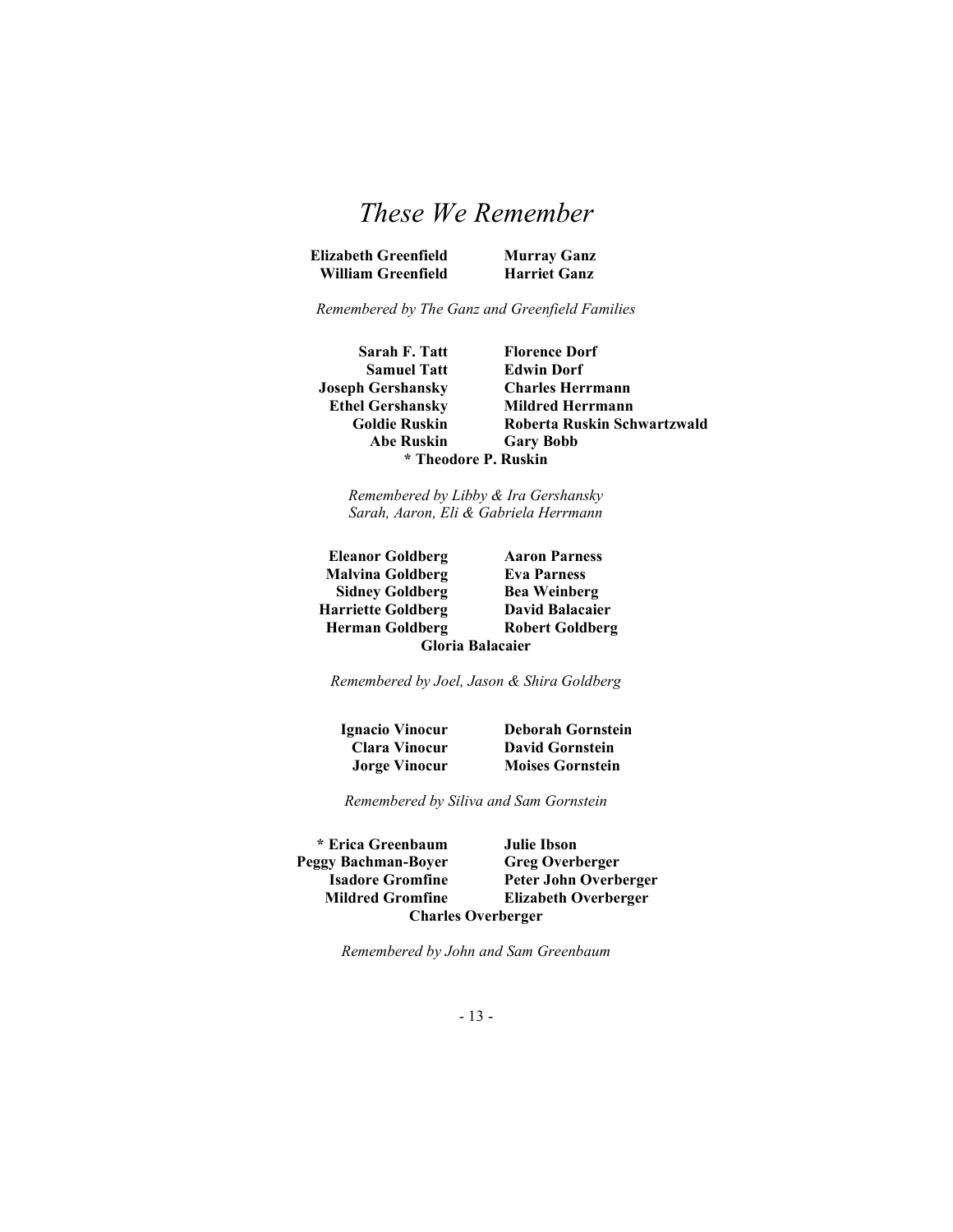# *These We Remember*

**Elizabeth Greenfield** **Murray Ganz**
**William Greenfield** **Harriet Ganz**

*Remembered by The Ganz and Greenfield Families*

**Sarah F. Tatt** **Florence Dorf**
**Samuel Tatt** **Edwin Dorf**
**Joseph Gershansky** **Charles Herrmann**
**Ethel Gershansky** **Mildred Herrmann**
**Goldie Ruskin** **Roberta Ruskin Schwartzwald**
**Abe Ruskin** **Gary Bobb**
**\* Theodore P. Ruskin**

*Remembered by Libby & Ira Gershansky*
*Sarah, Aaron, Eli & Gabriela Herrmann*

**Eleanor Goldberg** **Aaron Parness**
**Malvina Goldberg** **Eva Parness**
**Sidney Goldberg** **Bea Weinberg**
**Harriette Goldberg** **David Balacaier**
**Herman Goldberg** **Robert Goldberg**
**Gloria Balacaier**

*Remembered by Joel, Jason & Shira Goldberg*

**Ignacio Vinocur** **Deborah Gornstein**
**Clara Vinocur** **David Gornstein**
**Jorge Vinocur** **Moises Gornstein**

*Remembered by Siliva and Sam Gornstein*

**\* Erica Greenbaum** **Julie Ibson**
**Peggy Bachman-Boyer** **Greg Overberger**
**Isadore Gromfine** **Peter John Overberger**
**Mildred Gromfine** **Elizabeth Overberger**
**Charles Overberger**

*Remembered by John and Sam Greenbaum*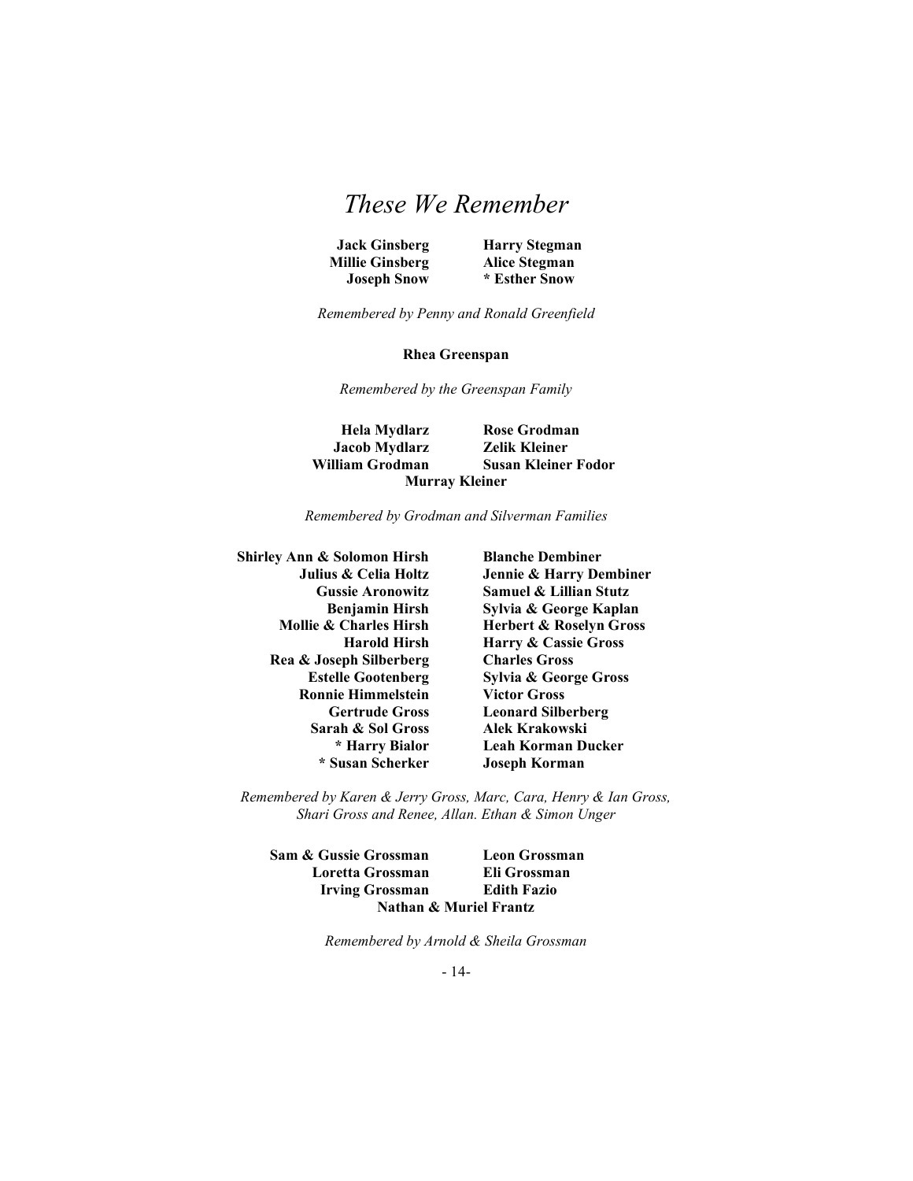# *These We Remember*

**Jack Ginsberg**
**Millie Ginsberg**
**Joseph Snow**
**Harry Stegman**
**Alice Stegman**
**\* Esther Snow**

*Remembered by Penny and Ronald Greenfield*

**Rhea Greenspan**

*Remembered by the Greenspan Family*

**Hela Mydlarz**
**Jacob Mydlarz**
**William Grodman**
**Rose Grodman**
**Zelik Kleiner**
**Susan Kleiner Fodor**
**Murray Kleiner**

*Remembered by Grodman and Silverman Families*

**Shirley Ann & Solomon Hirsh**
**Julius & Celia Holtz**
**Gussie Aronowitz**
**Benjamin Hirsh**
**Mollie & Charles Hirsh**
**Harold Hirsh**
**Rea & Joseph Silberberg**
**Estelle Gootenberg**
**Ronnie Himmelstein**
**Gertrude Gross**
**Sarah & Sol Gross**
**\* Harry Bialor**
**\* Susan Scherker**
**Blanche Dembiner**
**Jennie & Harry Dembiner**
**Samuel & Lillian Stutz**
**Sylvia & George Kaplan**
**Herbert & Roselyn Gross**
**Harry & Cassie Gross**
**Charles Gross**
**Sylvia & George Gross**
**Victor Gross**
**Leonard Silberberg**
**Alek Krakowski**
**Leah Korman Ducker**
**Joseph Korman**

*Remembered by Karen & Jerry Gross, Marc, Cara, Henry & Ian Gross, Shari Gross and Renee, Allan. Ethan & Simon Unger*

**Sam & Gussie Grossman**
**Loretta Grossman**
**Irving Grossman**
**Leon Grossman**
**Eli Grossman**
**Edith Fazio**
**Nathan & Muriel Frantz**

*Remembered by Arnold & Sheila Grossman*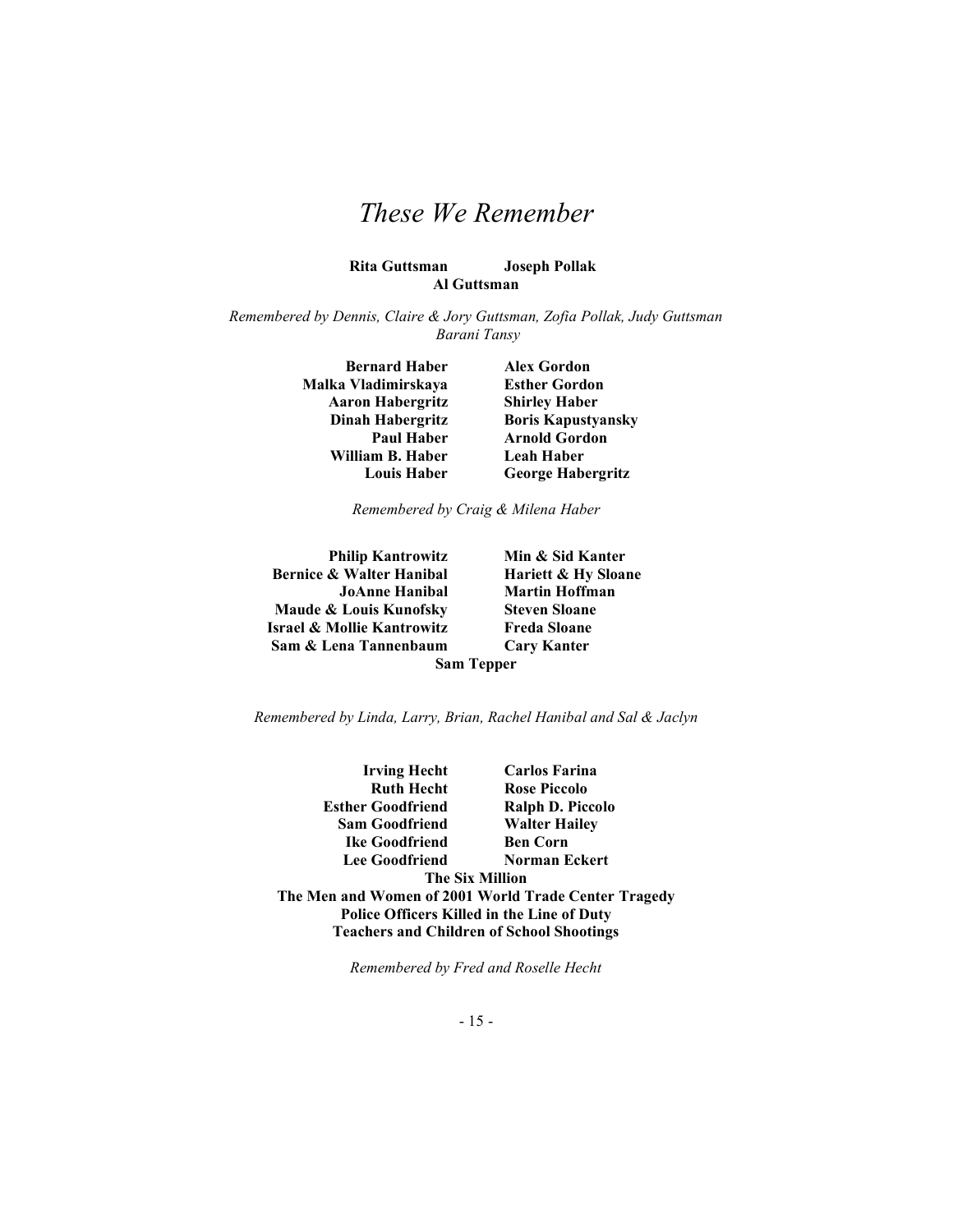# *These We Remember*

**Rita Guttsman** **Joseph Pollak**
**Al Guttsman**

*Remembered by Dennis, Claire & Jory Guttsman, Zofia Pollak, Judy Guttsman*
*Barani Tansy*

**Bernard Haber** **Alex Gordon**
**Malka Vladimirskaya** **Esther Gordon**
**Aaron Habergritz** **Shirley Haber**
**Dinah Habergritz** **Boris Kapustyansky**
**Paul Haber** **Arnold Gordon**
**William B. Haber** **Leah Haber**
**Louis Haber** **George Habergritz**

*Remembered by Craig & Milena Haber*

**Philip Kantrowitz** **Min & Sid Kanter**
**Bernice & Walter Hanibal** **Hariett & Hy Sloane**
**JoAnne Hanibal** **Martin Hoffman**
**Maude & Louis Kunofsky** **Steven Sloane**
**Israel & Mollie Kantrowitz** **Freda Sloane**
**Sam & Lena Tannenbaum** **Cary Kanter**
**Sam Tepper**

*Remembered by Linda, Larry, Brian, Rachel Hanibal and Sal & Jaclyn*

**Irving Hecht** **Carlos Farina**
**Ruth Hecht** **Rose Piccolo**
**Esther Goodfriend** **Ralph D. Piccolo**
**Sam Goodfriend** **Walter Hailey**
**Ike Goodfriend** **Ben Corn**
**Lee Goodfriend** **Norman Eckert**
**The Six Million**
**The Men and Women of 2001 World Trade Center Tragedy**
**Police Officers Killed in the Line of Duty**
**Teachers and Children of School Shootings**

*Remembered by Fred and Roselle Hecht*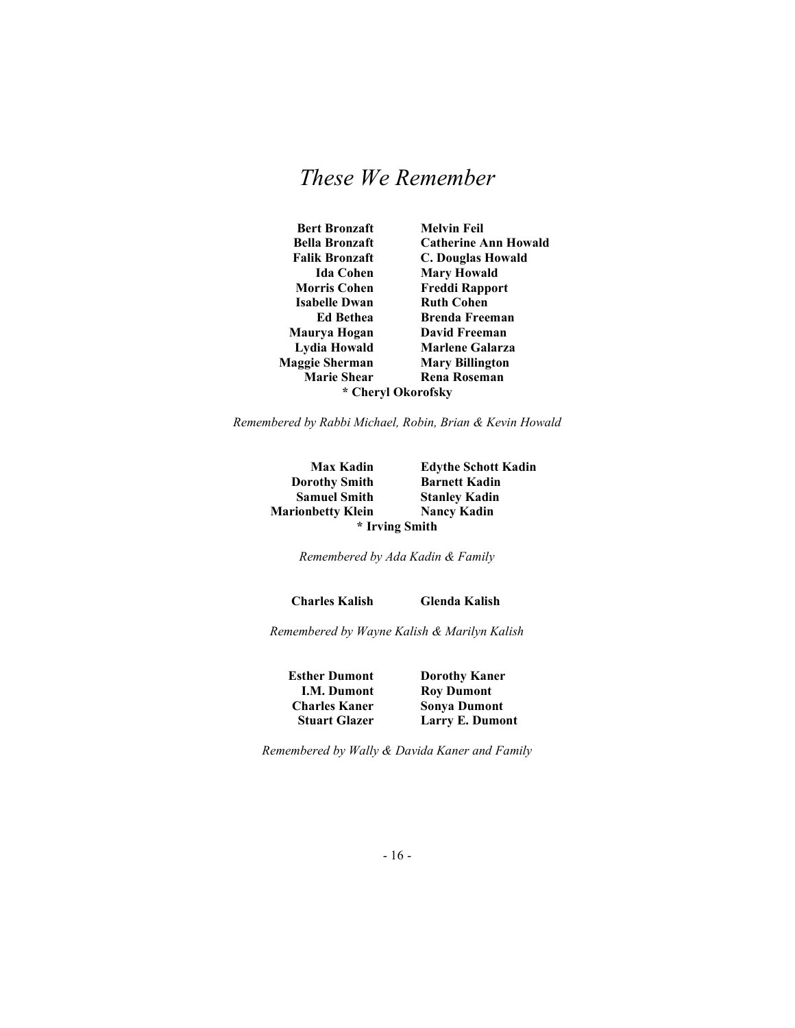# *These We Remember*

| | |
|---|---|
| **Bert Bronzaft** | **Melvin Feil** |
| **Bella Bronzaft** | **Catherine Ann Howald** |
| **Falik Bronzaft** | **C. Douglas Howald** |
| **Ida Cohen** | **Mary Howald** |
| **Morris Cohen** | **Freddi Rapport** |
| **Isabelle Dwan** | **Ruth Cohen** |
| **Ed Bethea** | **Brenda Freeman** |
| **Maurya Hogan** | **David Freeman** |
| **Lydia Howald** | **Marlene Galarza** |
| **Maggie Sherman** | **Mary Billington** |
| **Marie Shear** | **Rena Roseman** |

**\* Cheryl Okorofsky**

*Remembered by Rabbi Michael, Robin, Brian & Kevin Howald*

| | |
|---|---|
| **Max Kadin** | **Edythe Schott Kadin** |
| **Dorothy Smith** | **Barnett Kadin** |
| **Samuel Smith** | **Stanley Kadin** |
| **Marionbetty Klein** | **Nancy Kadin** |

**\* Irving Smith**

*Remembered by Ada Kadin & Family*

| | |
|---|---|
| **Charles Kalish** | **Glenda Kalish** |

*Remembered by Wayne Kalish & Marilyn Kalish*

| | |
|---|---|
| **Esther Dumont** | **Dorothy Kaner** |
| **I.M. Dumont** | **Roy Dumont** |
| **Charles Kaner** | **Sonya Dumont** |
| **Stuart Glazer** | **Larry E. Dumont** |

*Remembered by Wally & Davida Kaner and Family*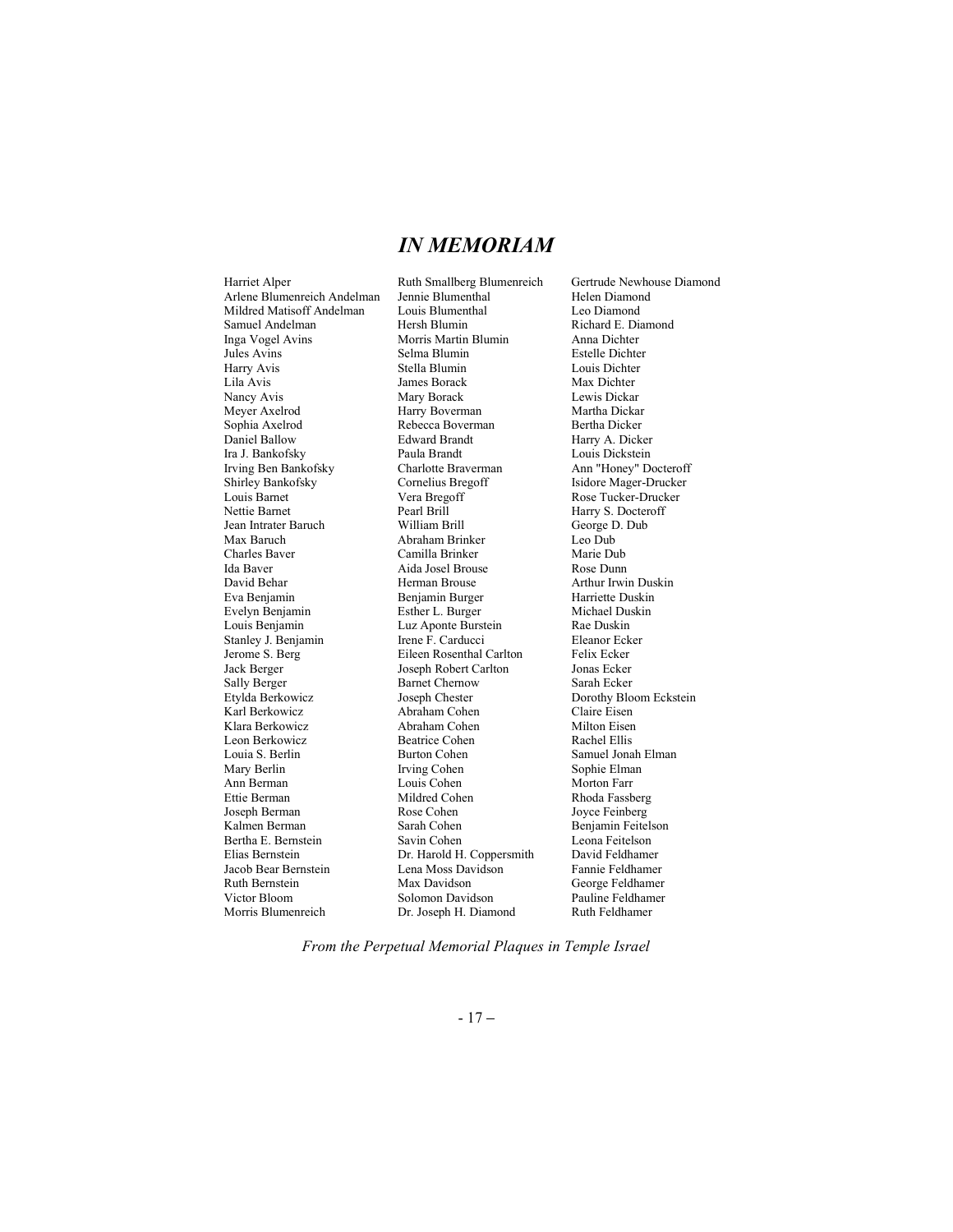# *IN MEMORIAM*

Harriet Alper
Arlene Blumenreich Andelman
Mildred Matisoff Andelman
Samuel Andelman
Inga Vogel Avins
Jules Avins
Harry Avis
Lila Avis
Nancy Avis
Meyer Axelrod
Sophia Axelrod
Daniel Ballow
Ira J. Bankofsky
Irving Ben Bankofsky
Shirley Bankofsky
Louis Barnet
Nettie Barnet
Jean Intrater Baruch
Max Baruch
Charles Baver
Ida Baver
David Behar
Eva Benjamin
Evelyn Benjamin
Louis Benjamin
Stanley J. Benjamin
Jerome S. Berg
Jack Berger
Sally Berger
Etylda Berkowicz
Karl Berkowicz
Klara Berkowicz
Leon Berkowicz
Louia S. Berlin
Mary Berlin
Ann Berman
Ettie Berman
Joseph Berman
Kalmen Berman
Bertha E. Bernstein
Elias Bernstein
Jacob Bear Bernstein
Ruth Bernstein
Victor Bloom
Morris Blumenreich
Ruth Smallberg Blumenreich
Jennie Blumenthal
Louis Blumenthal
Hersh Blumin
Morris Martin Blumin
Selma Blumin
Stella Blumin
James Borack
Mary Borack
Harry Boverman
Rebecca Boverman
Edward Brandt
Paula Brandt
Charlotte Braverman
Cornelius Bregoff
Vera Bregoff
Pearl Brill
William Brill
Abraham Brinker
Camilla Brinker
Aida Josel Brouse
Herman Brouse
Benjamin Burger
Esther L. Burger
Luz Aponte Burstein
Irene F. Carducci
Eileen Rosenthal Carlton
Joseph Robert Carlton
Barnet Chernow
Joseph Chester
Abraham Cohen
Abraham Cohen
Beatrice Cohen
Burton Cohen
Irving Cohen
Louis Cohen
Mildred Cohen
Rose Cohen
Sarah Cohen
Savin Cohen
Dr. Harold H. Coppersmith
Lena Moss Davidson
Max Davidson
Solomon Davidson
Dr. Joseph H. Diamond
Gertrude Newhouse Diamond
Helen Diamond
Leo Diamond
Richard E. Diamond
Anna Dichter
Estelle Dichter
Louis Dichter
Max Dichter
Lewis Dickar
Martha Dickar
Bertha Dicker
Harry A. Dicker
Louis Dickstein
Ann "Honey" Docteroff
Isidore Mager-Drucker
Rose Tucker-Drucker
Harry S. Docteroff
George D. Dub
Leo Dub
Marie Dub
Rose Dunn
Arthur Irwin Duskin
Harriette Duskin
Michael Duskin
Rae Duskin
Eleanor Ecker
Felix Ecker
Jonas Ecker
Sarah Ecker
Dorothy Bloom Eckstein
Claire Eisen
Milton Eisen
Rachel Ellis
Samuel Jonah Elman
Sophie Elman
Morton Farr
Rhoda Fassberg
Joyce Feinberg
Benjamin Feitelson
Leona Feitelson
David Feldhamer
Fannie Feldhamer
George Feldhamer
Pauline Feldhamer
Ruth Feldhamer

*From the Perpetual Memorial Plaques in Temple Israel*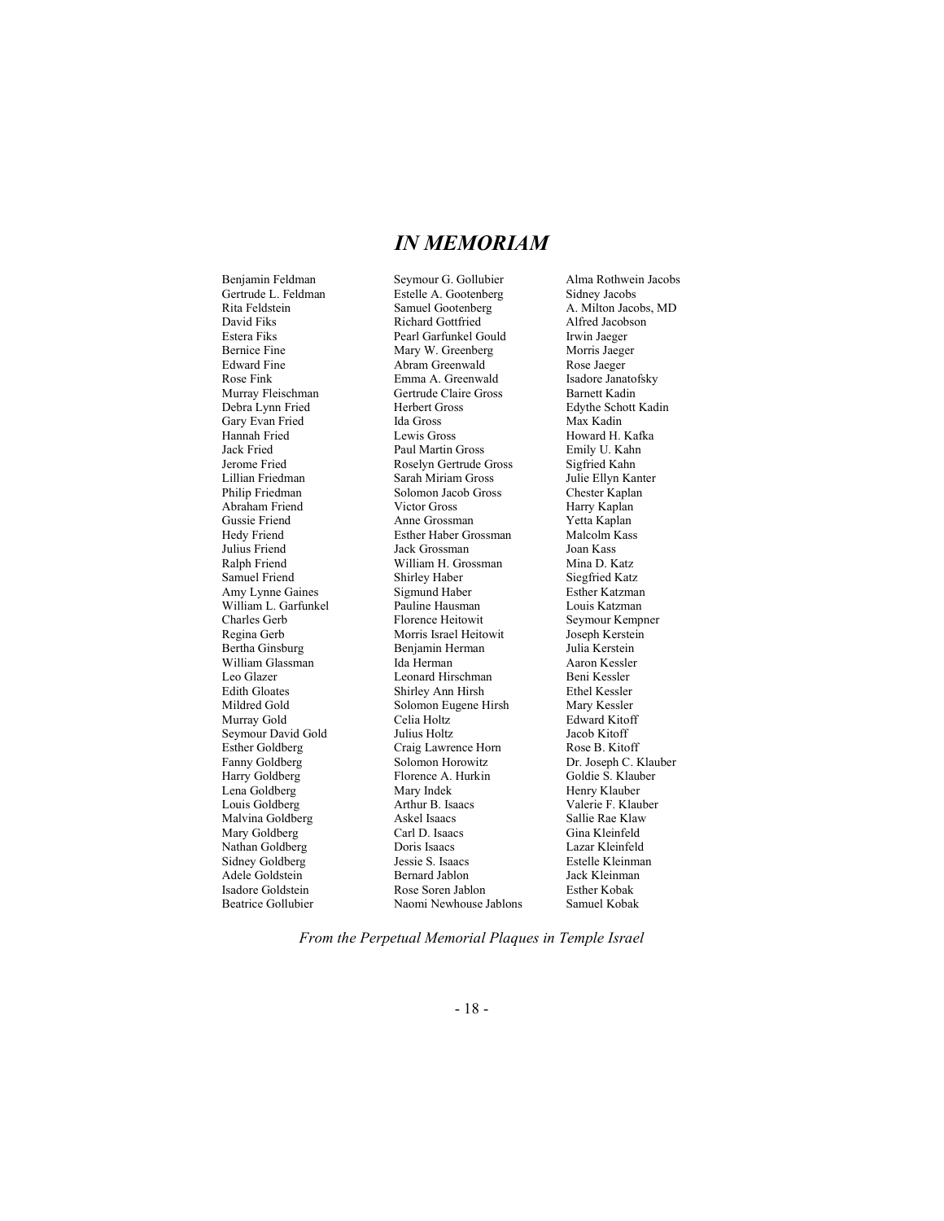# *IN MEMORIAM*

Benjamin Feldman
Gertrude L. Feldman
Rita Feldstein
David Fiks
Estera Fiks
Bernice Fine
Edward Fine
Rose Fink
Murray Fleischman
Debra Lynn Fried
Gary Evan Fried
Hannah Fried
Jack Fried
Jerome Fried
Lillian Friedman
Philip Friedman
Abraham Friend
Gussie Friend
Hedy Friend
Julius Friend
Ralph Friend
Samuel Friend
Amy Lynne Gaines
William L. Garfunkel
Charles Gerb
Regina Gerb
Bertha Ginsburg
William Glassman
Leo Glazer
Edith Gloates
Mildred Gold
Murray Gold
Seymour David Gold
Esther Goldberg
Fanny Goldberg
Harry Goldberg
Lena Goldberg
Louis Goldberg
Malvina Goldberg
Mary Goldberg
Nathan Goldberg
Sidney Goldberg
Adele Goldstein
Isadore Goldstein
Beatrice Gollubier
Seymour G. Gollubier
Estelle A. Gootenberg
Samuel Gootenberg
Richard Gottfried
Pearl Garfunkel Gould
Mary W. Greenberg
Abram Greenwald
Emma A. Greenwald
Gertrude Claire Gross
Herbert Gross
Ida Gross
Lewis Gross
Paul Martin Gross
Roselyn Gertrude Gross
Sarah Miriam Gross
Solomon Jacob Gross
Victor Gross
Anne Grossman
Esther Haber Grossman
Jack Grossman
William H. Grossman
Shirley Haber
Sigmund Haber
Pauline Hausman
Florence Heitowit
Morris Israel Heitowit
Benjamin Herman
Ida Herman
Leonard Hirschman
Shirley Ann Hirsh
Solomon Eugene Hirsh
Celia Holtz
Julius Holtz
Craig Lawrence Horn
Solomon Horowitz
Florence A. Hurkin
Mary Indek
Arthur B. Isaacs
Askel Isaacs
Carl D. Isaacs
Doris Isaacs
Jessie S. Isaacs
Bernard Jablon
Rose Soren Jablon
Naomi Newhouse Jablons
Alma Rothwein Jacobs
Sidney Jacobs
A. Milton Jacobs, MD
Alfred Jacobson
Irwin Jaeger
Morris Jaeger
Rose Jaeger
Isadore Janatofsky
Barnett Kadin
Edythe Schott Kadin
Max Kadin
Howard H. Kafka
Emily U. Kahn
Sigfried Kahn
Julie Ellyn Kanter
Chester Kaplan
Harry Kaplan
Yetta Kaplan
Malcolm Kass
Joan Kass
Mina D. Katz
Siegfried Katz
Esther Katzman
Louis Katzman
Seymour Kempner
Joseph Kerstein
Julia Kerstein
Aaron Kessler
Beni Kessler
Ethel Kessler
Mary Kessler
Edward Kitoff
Jacob Kitoff
Rose B. Kitoff
Dr. Joseph C. Klauber
Goldie S. Klauber
Henry Klauber
Valerie F. Klauber
Sallie Rae Klaw
Gina Kleinfeld
Lazar Kleinfeld
Estelle Kleinman
Jack Kleinman
Esther Kobak
Samuel Kobak

*From the Perpetual Memorial Plaques in Temple Israel*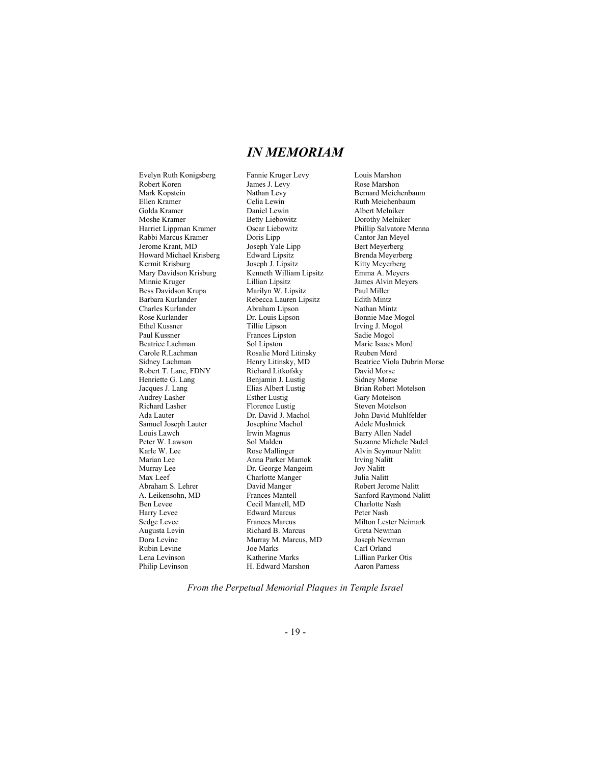# *IN MEMORIAM*

Evelyn Ruth Konigsberg
Robert Koren
Mark Kopstein
Ellen Kramer
Golda Kramer
Moshe Kramer
Harriet Lippman Kramer
Rabbi Marcus Kramer
Jerome Krant, MD
Howard Michael Krisberg
Kermit Krisburg
Mary Davidson Krisburg
Minnie Kruger
Bess Davidson Krupa
Barbara Kurlander
Charles Kurlander
Rose Kurlander
Ethel Kussner
Paul Kussner
Beatrice Lachman
Carole R.Lachman
Sidney Lachman
Robert T. Lane, FDNY
Henriette G. Lang
Jacques J. Lang
Audrey Lasher
Richard Lasher
Ada Lauter
Samuel Joseph Lauter
Louis Lawch
Peter W. Lawson
Karle W. Lee
Marian Lee
Murray Lee
Max Leef
Abraham S. Lehrer
A. Leikensohn, MD
Ben Levee
Harry Levee
Sedge Levee
Augusta Levin
Dora Levine
Rubin Levine
Lena Levinson
Philip Levinson
Fannie Kruger Levy
James J. Levy
Nathan Levy
Celia Lewin
Daniel Lewin
Betty Liebowitz
Oscar Liebowitz
Doris Lipp
Joseph Yale Lipp
Edward Lipsitz
Joseph J. Lipsitz
Kenneth William Lipsitz
Lillian Lipsitz
Marilyn W. Lipsitz
Rebecca Lauren Lipsitz
Abraham Lipson
Dr. Louis Lipson
Tillie Lipson
Frances Lipston
Sol Lipston
Rosalie Mord Litinsky
Henry Litinsky, MD
Richard Litkofsky
Benjamin J. Lustig
Elias Albert Lustig
Esther Lustig
Florence Lustig
Dr. David J. Machol
Josephine Machol
Irwin Magnus
Sol Malden
Rose Mallinger
Anna Parker Mamok
Dr. George Mangeim
Charlotte Manger
David Manger
Frances Mantell
Cecil Mantell, MD
Edward Marcus
Frances Marcus
Richard B. Marcus
Murray M. Marcus, MD
Joe Marks
Katherine Marks
H. Edward Marshon
Louis Marshon
Rose Marshon
Bernard Meichenbaum
Ruth Meichenbaum
Albert Melniker
Dorothy Melniker
Phillip Salvatore Menna
Cantor Jan Meyel
Bert Meyerberg
Brenda Meyerberg
Kitty Meyerberg
Emma A. Meyers
James Alvin Meyers
Paul Miller
Edith Mintz
Nathan Mintz
Bonnie Mae Mogol
Irving J. Mogol
Sadie Mogol
Marie Isaacs Mord
Reuben Mord
Beatrice Viola Dubrin Morse
David Morse
Sidney Morse
Brian Robert Motelson
Gary Motelson
Steven Motelson
John David Muhlfelder
Adele Mushnick
Barry Allen Nadel
Suzanne Michele Nadel
Alvin Seymour Nalitt
Irving Nalitt
Joy Nalitt
Julia Nalitt
Robert Jerome Nalitt
Sanford Raymond Nalitt
Charlotte Nash
Peter Nash
Milton Lester Neimark
Greta Newman
Joseph Newman
Carl Orland
Lillian Parker Otis
Aaron Parness

*From the Perpetual Memorial Plaques in Temple Israel*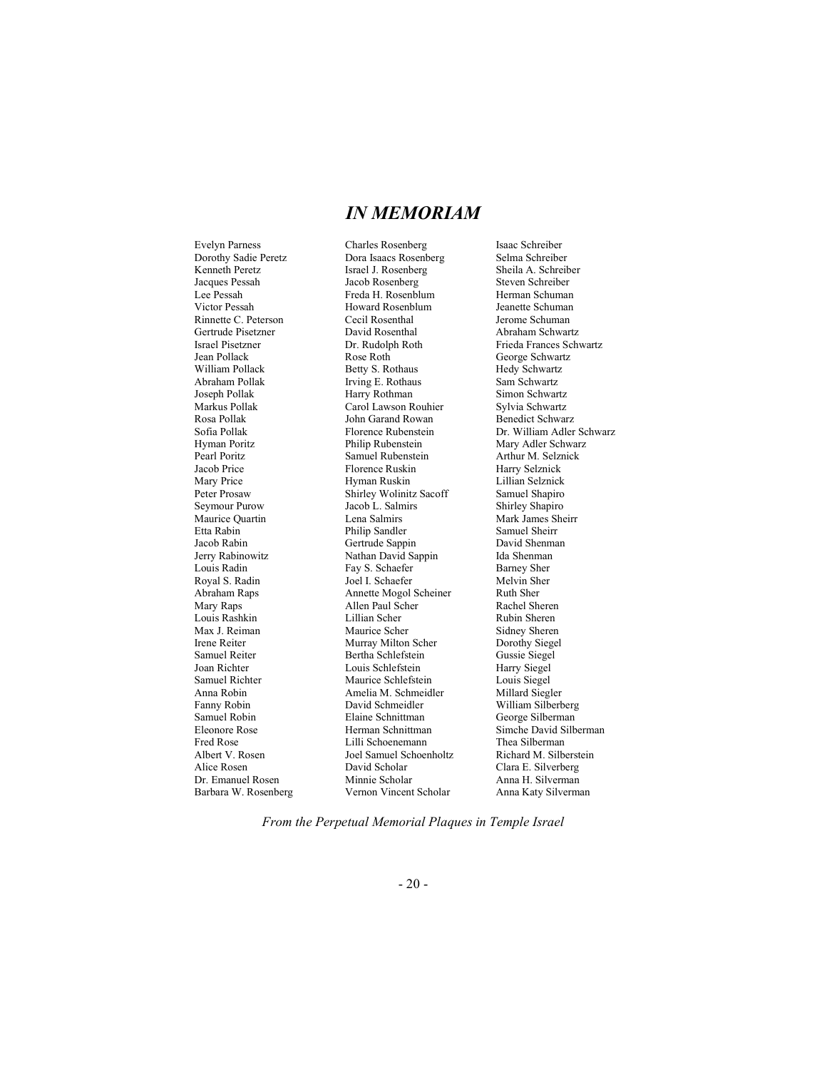# *IN MEMORIAM*

Evelyn Parness
Dorothy Sadie Peretz
Kenneth Peretz
Jacques Pessah
Lee Pessah
Victor Pessah
Rinnette C. Peterson
Gertrude Pisetzner
Israel Pisetzner
Jean Pollack
William Pollack
Abraham Pollak
Joseph Pollak
Markus Pollak
Rosa Pollak
Sofia Pollak
Hyman Poritz
Pearl Poritz
Jacob Price
Mary Price
Peter Prosaw
Seymour Purow
Maurice Quartin
Etta Rabin
Jacob Rabin
Jerry Rabinowitz
Louis Radin
Royal S. Radin
Abraham Raps
Mary Raps
Louis Rashkin
Max J. Reiman
Irene Reiter
Samuel Reiter
Joan Richter
Samuel Richter
Anna Robin
Fanny Robin
Samuel Robin
Eleonore Rose
Fred Rose
Albert V. Rosen
Alice Rosen
Dr. Emanuel Rosen
Barbara W. Rosenberg
Charles Rosenberg
Dora Isaacs Rosenberg
Israel J. Rosenberg
Jacob Rosenberg
Freda H. Rosenblum
Howard Rosenblum
Cecil Rosenthal
David Rosenthal
Dr. Rudolph Roth
Rose Roth
Betty S. Rothaus
Irving E. Rothaus
Harry Rothman
Carol Lawson Rouhier
John Garand Rowan
Florence Rubenstein
Philip Rubenstein
Samuel Rubenstein
Florence Ruskin
Hyman Ruskin
Shirley Wolinitz Sacoff
Jacob L. Salmirs
Lena Salmirs
Philip Sandler
Gertrude Sappin
Nathan David Sappin
Fay S. Schaefer
Joel I. Schaefer
Annette Mogol Scheiner
Allen Paul Scher
Lillian Scher
Maurice Scher
Murray Milton Scher
Bertha Schlefstein
Louis Schlefstein
Maurice Schlefstein
Amelia M. Schmeidler
David Schmeidler
Elaine Schnittman
Herman Schnittman
Lilli Schoenemann
Joel Samuel Schoenholtz
David Scholar
Minnie Scholar
Vernon Vincent Scholar
Isaac Schreiber
Selma Schreiber
Sheila A. Schreiber
Steven Schreiber
Herman Schuman
Jeanette Schuman
Jerome Schuman
Abraham Schwartz
Frieda Frances Schwartz
George Schwartz
Hedy Schwartz
Sam Schwartz
Simon Schwartz
Sylvia Schwartz
Benedict Schwarz
Dr. William Adler Schwarz
Mary Adler Schwarz
Arthur M. Selznick
Harry Selznick
Lillian Selznick
Samuel Shapiro
Shirley Shapiro
Mark James Sheirr
Samuel Sheirr
David Shenman
Ida Shenman
Barney Sher
Melvin Sher
Ruth Sher
Rachel Sheren
Rubin Sheren
Sidney Sheren
Dorothy Siegel
Gussie Siegel
Harry Siegel
Louis Siegel
Millard Siegler
William Silberberg
George Silberman
Simche David Silberman
Thea Silberman
Richard M. Silberstein
Clara E. Silverberg
Anna H. Silverman
Anna Katy Silverman

*From the Perpetual Memorial Plaques in Temple Israel*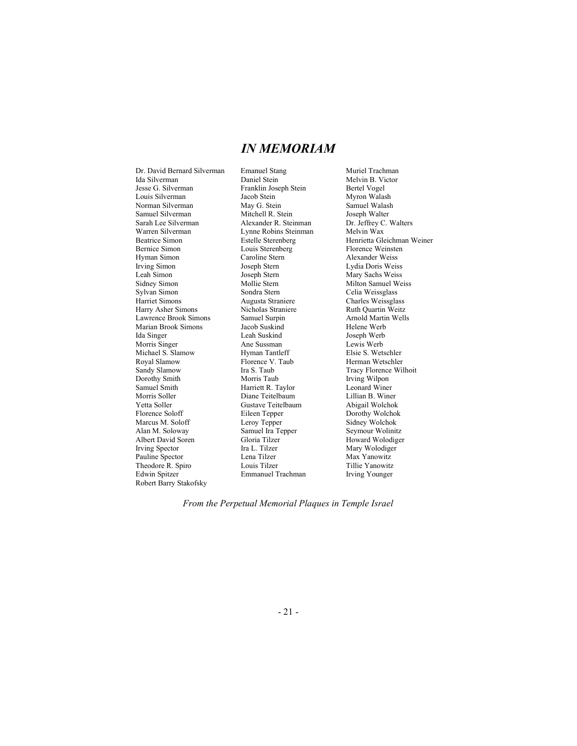# *IN MEMORIAM*

Dr. David Bernard Silverman
Ida Silverman
Jesse G. Silverman
Louis Silverman
Norman Silverman
Samuel Silverman
Sarah Lee Silverman
Warren Silverman
Beatrice Simon
Bernice Simon
Hyman Simon
Irving Simon
Leah Simon
Sidney Simon
Sylvan Simon
Harriet Simons
Harry Asher Simons
Lawrence Brook Simons
Marian Brook Simons
Ida Singer
Morris Singer
Michael S. Slamow
Royal Slamow
Sandy Slamow
Dorothy Smith
Samuel Smith
Morris Soller
Yetta Soller
Florence Soloff
Marcus M. Soloff
Alan M. Soloway
Albert David Soren
Irving Spector
Pauline Spector
Theodore R. Spiro
Edwin Spitzer
Robert Barry Stakofsky
Emanuel Stang
Daniel Stein
Franklin Joseph Stein
Jacob Stein
May G. Stein
Mitchell R. Stein
Alexander R. Steinman
Lynne Robins Steinman
Estelle Sterenberg
Louis Sterenberg
Caroline Stern
Joseph Stern
Joseph Stern
Mollie Stern
Sondra Stern
Augusta Straniere
Nicholas Straniere
Samuel Surpin
Jacob Suskind
Leah Suskind
Ane Sussman
Hyman Tantleff
Florence V. Taub
Ira S. Taub
Morris Taub
Harriett R. Taylor
Diane Teitelbaum
Gustave Teitelbaum
Eileen Tepper
Leroy Tepper
Samuel Ira Tepper
Gloria Tilzer
Ira L. Tilzer
Lena Tilzer
Louis Tilzer
Emmanuel Trachman
Muriel Trachman
Melvin B. Victor
Bertel Vogel
Myron Walash
Samuel Walash
Joseph Walter
Dr. Jeffrey C. Walters
Melvin Wax
Henrietta Gleichman Weiner
Florence Weinsten
Alexander Weiss
Lydia Doris Weiss
Mary Sachs Weiss
Milton Samuel Weiss
Celia Weissglass
Charles Weissglass
Ruth Quartin Weitz
Arnold Martin Wells
Helene Werb
Joseph Werb
Lewis Werb
Elsie S. Wetschler
Herman Wetschler
Tracy Florence Wilhoit
Irving Wilpon
Leonard Winer
Lillian B. Winer
Abigail Wolchok
Dorothy Wolchok
Sidney Wolchok
Seymour Wolinitz
Howard Wolodiger
Mary Wolodiger
Max Yanowitz
Tillie Yanowitz
Irving Younger

*From the Perpetual Memorial Plaques in Temple Israel*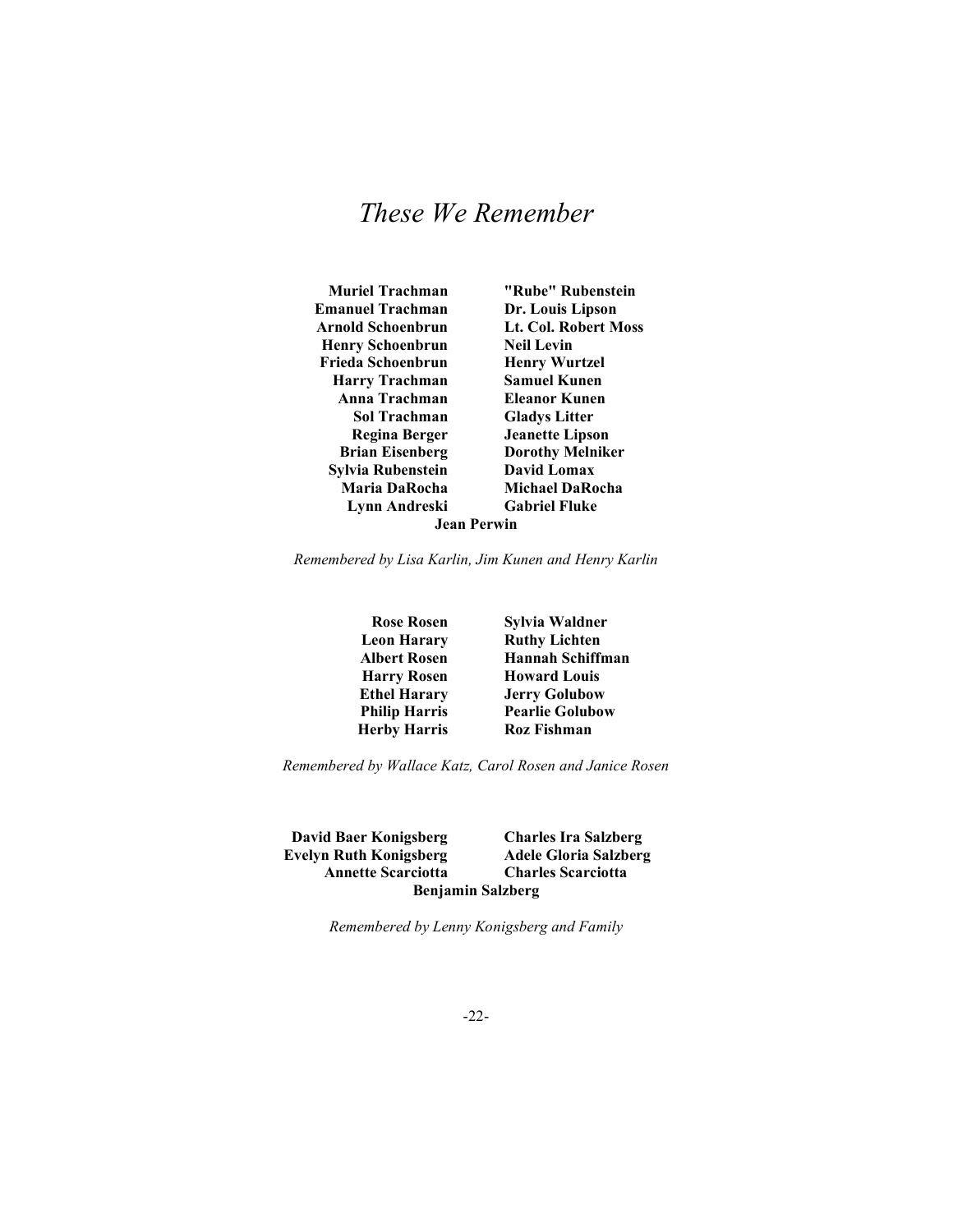# *These We Remember*

**Muriel Trachman**
**Emanuel Trachman**
**Arnold Schoenbrun**
**Henry Schoenbrun**
**Frieda Schoenbrun**
**Harry Trachman**
**Anna Trachman**
**Sol Trachman**
**Regina Berger**
**Brian Eisenberg**
**Sylvia Rubenstein**
**Maria DaRocha**
**Lynn Andreski**
**"Rube" Rubenstein**
**Dr. Louis Lipson**
**Lt. Col. Robert Moss**
**Neil Levin**
**Henry Wurtzel**
**Samuel Kunen**
**Eleanor Kunen**
**Gladys Litter**
**Jeanette Lipson**
**Dorothy Melniker**
**David Lomax**
**Michael DaRocha**
**Gabriel Fluke**
**Jean Perwin**

*Remembered by Lisa Karlin, Jim Kunen and Henry Karlin*

**Rose Rosen**
**Leon Harary**
**Albert Rosen**
**Harry Rosen**
**Ethel Harary**
**Philip Harris**
**Herby Harris**
**Sylvia Waldner**
**Ruthy Lichten**
**Hannah Schiffman**
**Howard Louis**
**Jerry Golubow**
**Pearlie Golubow**
**Roz Fishman**

*Remembered by Wallace Katz, Carol Rosen and Janice Rosen*

**David Baer Konigsberg**
**Evelyn Ruth Konigsberg**
**Annette Scarciotta**
**Charles Ira Salzberg**
**Adele Gloria Salzberg**
**Charles Scarciotta**
**Benjamin Salzberg**

*Remembered by Lenny Konigsberg and Family*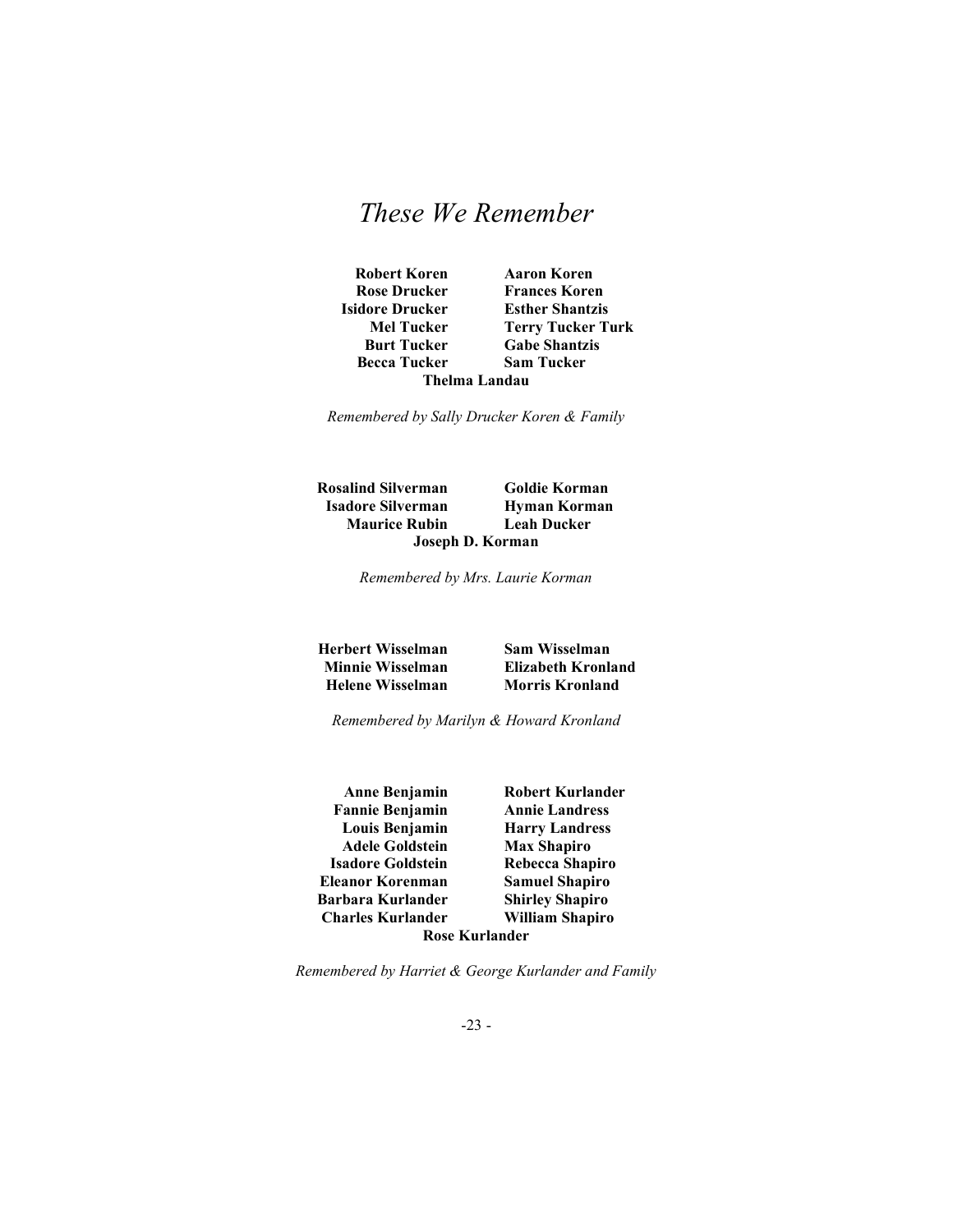# *These We Remember*

**Robert Koren**
**Rose Drucker**
**Isidore Drucker**
**Mel Tucker**
**Burt Tucker**
**Becca Tucker**
**Aaron Koren**
**Frances Koren**
**Esther Shantzis**
**Terry Tucker Turk**
**Gabe Shantzis**
**Sam Tucker**
**Thelma Landau**

*Remembered by Sally Drucker Koren & Family*

**Rosalind Silverman**
**Isadore Silverman**
**Maurice Rubin**
**Goldie Korman**
**Hyman Korman**
**Leah Ducker**
**Joseph D. Korman**

*Remembered by Mrs. Laurie Korman*

**Herbert Wisselman**
**Minnie Wisselman**
**Helene Wisselman**
**Sam Wisselman**
**Elizabeth Kronland**
**Morris Kronland**

*Remembered by Marilyn & Howard Kronland*

**Anne Benjamin**
**Fannie Benjamin**
**Louis Benjamin**
**Adele Goldstein**
**Isadore Goldstein**
**Eleanor Korenman**
**Barbara Kurlander**
**Charles Kurlander**
**Robert Kurlander**
**Annie Landress**
**Harry Landress**
**Max Shapiro**
**Rebecca Shapiro**
**Samuel Shapiro**
**Shirley Shapiro**
**William Shapiro**
**Rose Kurlander**

*Remembered by Harriet & George Kurlander and Family*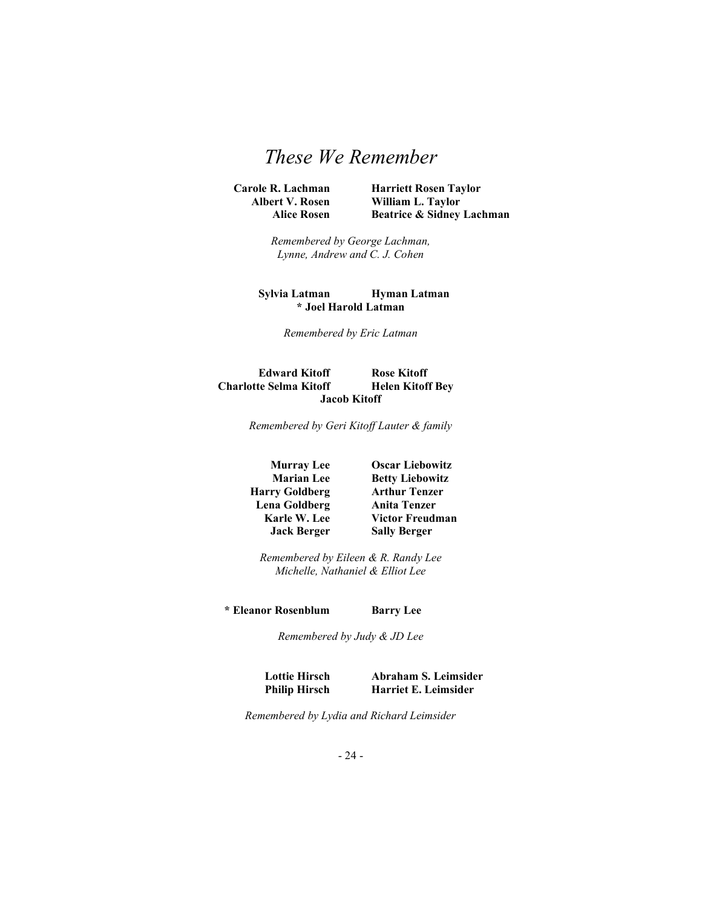# *These We Remember*

**Carole R. Lachman** **Harriett Rosen Taylor**
**Albert V. Rosen** **William L. Taylor**
**Alice Rosen** **Beatrice & Sidney Lachman**

*Remembered by George Lachman,*
*Lynne, Andrew and C. J. Cohen*

**Sylvia Latman** **Hyman Latman**
**\* Joel Harold Latman**

*Remembered by Eric Latman*

**Edward Kitoff** **Rose Kitoff**
**Charlotte Selma Kitoff** **Helen Kitoff Bey**
**Jacob Kitoff**

*Remembered by Geri Kitoff Lauter & family*

**Murray Lee** **Oscar Liebowitz**
**Marian Lee** **Betty Liebowitz**
**Harry Goldberg** **Arthur Tenzer**
**Lena Goldberg** **Anita Tenzer**
**Karle W. Lee** **Victor Freudman**
**Jack Berger** **Sally Berger**

*Remembered by Eileen & R. Randy Lee*
*Michelle, Nathaniel & Elliot Lee*

**\* Eleanor Rosenblum** **Barry Lee**

*Remembered by Judy & JD Lee*

**Lottie Hirsch** **Abraham S. Leimsider**
**Philip Hirsch** **Harriet E. Leimsider**

*Remembered by Lydia and Richard Leimsider*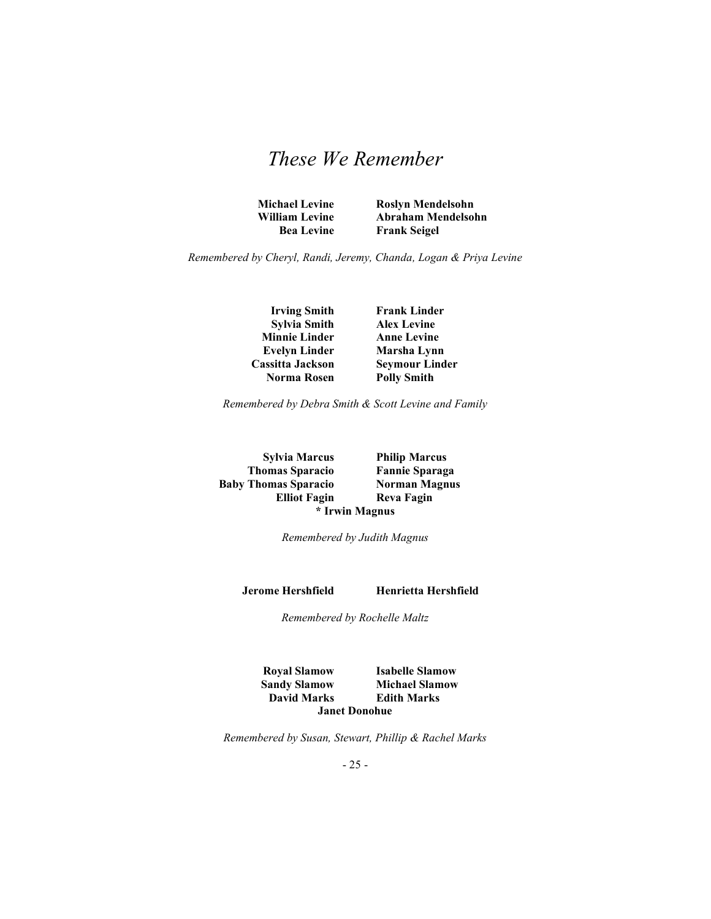# *These We Remember*

**Michael Levine** **Roslyn Mendelsohn**
**William Levine** **Abraham Mendelsohn**
**Bea Levine** **Frank Seigel**

*Remembered by Cheryl, Randi, Jeremy, Chanda, Logan & Priya Levine*

**Irving Smith** **Frank Linder**
**Sylvia Smith** **Alex Levine**
**Minnie Linder** **Anne Levine**
**Evelyn Linder** **Marsha Lynn**
**Cassitta Jackson** **Seymour Linder**
**Norma Rosen** **Polly Smith**

*Remembered by Debra Smith & Scott Levine and Family*

**Sylvia Marcus** **Philip Marcus**
**Thomas Sparacio** **Fannie Sparaga**
**Baby Thomas Sparacio** **Norman Magnus**
**Elliot Fagin** **Reva Fagin**
**\* Irwin Magnus**

*Remembered by Judith Magnus*

**Jerome Hershfield** **Henrietta Hershfield**

*Remembered by Rochelle Maltz*

**Royal Slamow** **Isabelle Slamow**
**Sandy Slamow** **Michael Slamow**
**David Marks** **Edith Marks**
**Janet Donohue**

*Remembered by Susan, Stewart, Phillip & Rachel Marks*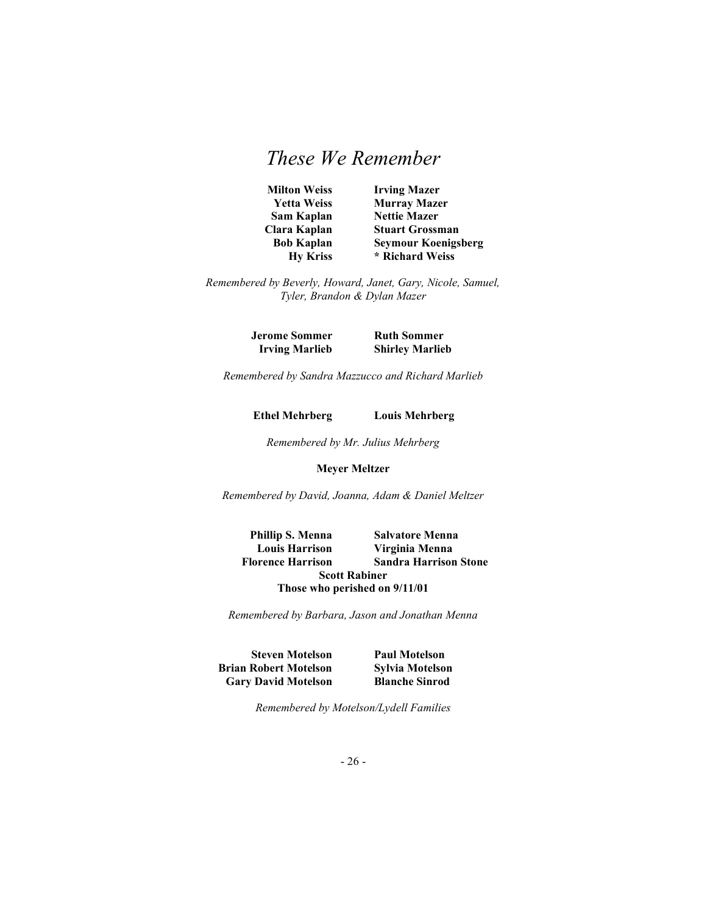# *These We Remember*

**Milton Weiss** **Irving Mazer**
**Yetta Weiss** **Murray Mazer**
**Sam Kaplan** **Nettie Mazer**
**Clara Kaplan** **Stuart Grossman**
**Bob Kaplan** **Seymour Koenigsberg**
**Hy Kriss** **\* Richard Weiss**

*Remembered by Beverly, Howard, Janet, Gary, Nicole, Samuel, Tyler, Brandon & Dylan Mazer*

**Jerome Sommer** **Ruth Sommer**
**Irving Marlieb** **Shirley Marlieb**

*Remembered by Sandra Mazzucco and Richard Marlieb*

**Ethel Mehrberg** **Louis Mehrberg**

*Remembered by Mr. Julius Mehrberg*

**Meyer Meltzer**

*Remembered by David, Joanna, Adam & Daniel Meltzer*

**Phillip S. Menna** **Salvatore Menna**
**Louis Harrison** **Virginia Menna**
**Florence Harrison** **Sandra Harrison Stone**
**Scott Rabiner**
**Those who perished on 9/11/01**

*Remembered by Barbara, Jason and Jonathan Menna*

**Steven Motelson** **Paul Motelson**
**Brian Robert Motelson** **Sylvia Motelson**
**Gary David Motelson** **Blanche Sinrod**

*Remembered by Motelson/Lydell Families*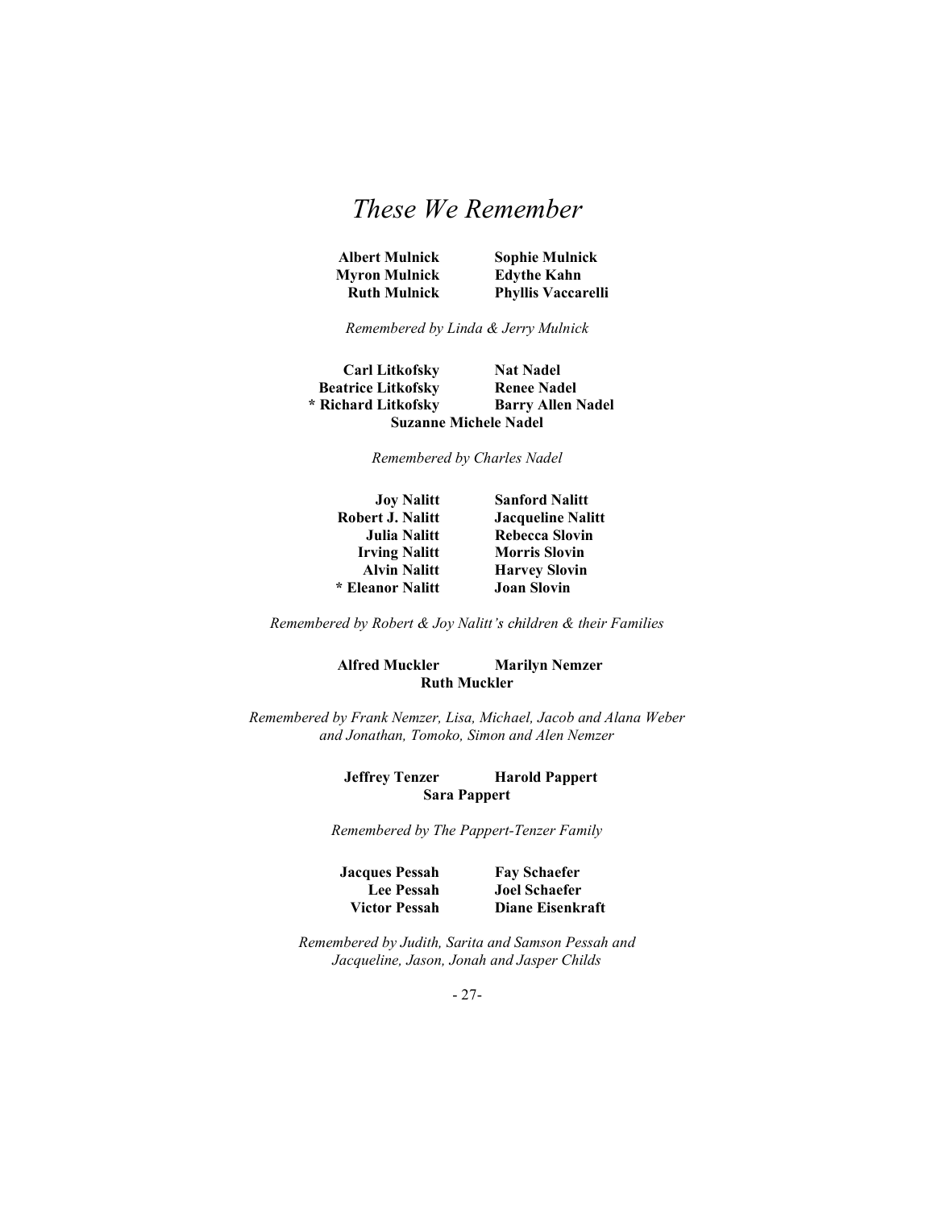# *These We Remember*

**Albert Mulnick** **Sophie Mulnick**
**Myron Mulnick** **Edythe Kahn**
**Ruth Mulnick** **Phyllis Vaccarelli**

*Remembered by Linda & Jerry Mulnick*

**Carl Litkofsky** **Nat Nadel**
**Beatrice Litkofsky** **Renee Nadel**
**\* Richard Litkofsky** **Barry Allen Nadel**
**Suzanne Michele Nadel**

*Remembered by Charles Nadel*

**Joy Nalitt** **Sanford Nalitt**
**Robert J. Nalitt** **Jacqueline Nalitt**
**Julia Nalitt** **Rebecca Slovin**
**Irving Nalitt** **Morris Slovin**
**Alvin Nalitt** **Harvey Slovin**
**\* Eleanor Nalitt** **Joan Slovin**

*Remembered by Robert & Joy Nalitt's children & their Families*

**Alfred Muckler** **Marilyn Nemzer**
**Ruth Muckler**

*Remembered by Frank Nemzer, Lisa, Michael, Jacob and Alana Weber and Jonathan, Tomoko, Simon and Alen Nemzer*

**Jeffrey Tenzer** **Harold Pappert**
**Sara Pappert**

*Remembered by The Pappert-Tenzer Family*

**Jacques Pessah** **Fay Schaefer**
**Lee Pessah** **Joel Schaefer**
**Victor Pessah** **Diane Eisenkraft**

*Remembered by Judith, Sarita and Samson Pessah and Jacqueline, Jason, Jonah and Jasper Childs*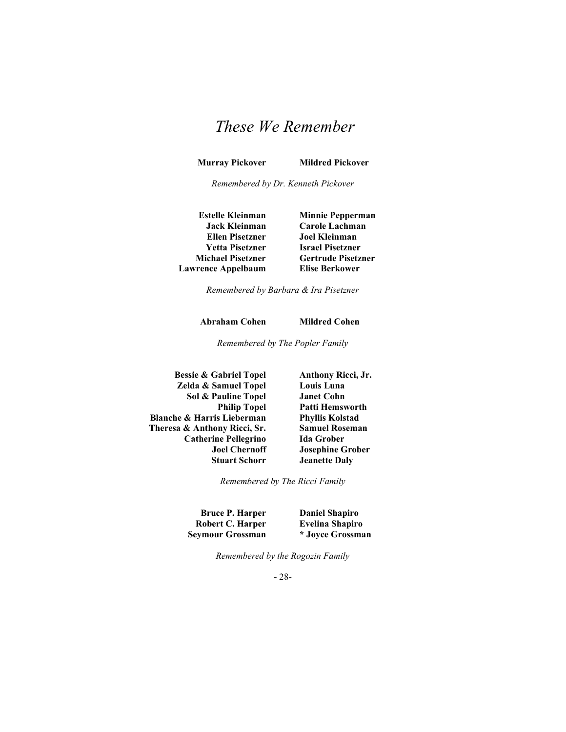# *These We Remember*

**Murray Pickover** **Mildred Pickover**

*Remembered by Dr. Kenneth Pickover*

**Estelle Kleinman**
**Jack Kleinman**
**Ellen Pisetzner**
**Yetta Pisetzner**
**Michael Pisetzner**
**Lawrence Appelbaum**
**Minnie Pepperman**
**Carole Lachman**
**Joel Kleinman**
**Israel Pisetzner**
**Gertrude Pisetzner**
**Elise Berkower**

*Remembered by Barbara & Ira Pisetzner*

**Abraham Cohen** **Mildred Cohen**

*Remembered by The Popler Family*

**Bessie & Gabriel Topel**
**Zelda & Samuel Topel**
**Sol & Pauline Topel**
**Philip Topel**
**Blanche & Harris Lieberman**
**Theresa & Anthony Ricci, Sr.**
**Catherine Pellegrino**
**Joel Chernoff**
**Stuart Schorr**
**Anthony Ricci, Jr.**
**Louis Luna**
**Janet Cohn**
**Patti Hemsworth**
**Phyllis Kolstad**
**Samuel Roseman**
**Ida Grober**
**Josephine Grober**
**Jeanette Daly**

*Remembered by The Ricci Family*

**Bruce P. Harper**
**Robert C. Harper**
**Seymour Grossman**
**Daniel Shapiro**
**Evelina Shapiro**
**\* Joyce Grossman**

*Remembered by the Rogozin Family*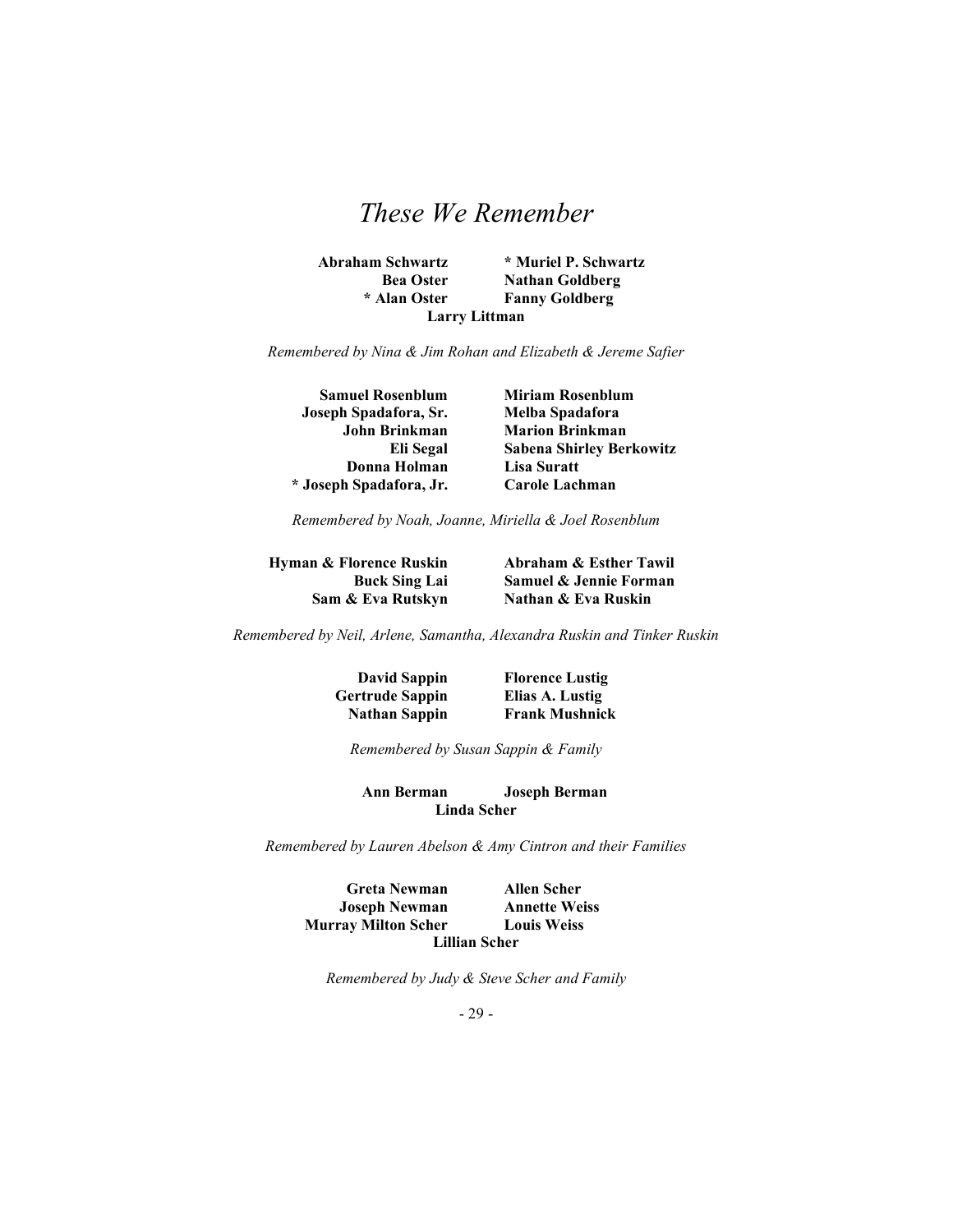# *These We Remember*

**Abraham Schwartz** — **\* Muriel P. Schwartz**
**Bea Oster** — **Nathan Goldberg**
**\* Alan Oster** — **Fanny Goldberg**
**Larry Littman**

*Remembered by Nina & Jim Rohan and Elizabeth & Jereme Safier*

**Samuel Rosenblum** — **Miriam Rosenblum**
**Joseph Spadafora, Sr.** — **Melba Spadafora**
**John Brinkman** — **Marion Brinkman**
**Eli Segal** — **Sabena Shirley Berkowitz**
**Donna Holman** — **Lisa Suratt**
**\* Joseph Spadafora, Jr.** — **Carole Lachman**

*Remembered by Noah, Joanne, Miriella & Joel Rosenblum*

**Hyman & Florence Ruskin** — **Abraham & Esther Tawil**
**Buck Sing Lai** — **Samuel & Jennie Forman**
**Sam & Eva Rutskyn** — **Nathan & Eva Ruskin**

*Remembered by Neil, Arlene, Samantha, Alexandra Ruskin and Tinker Ruskin*

**David Sappin** — **Florence Lustig**
**Gertrude Sappin** — **Elias A. Lustig**
**Nathan Sappin** — **Frank Mushnick**

*Remembered by Susan Sappin & Family*

**Ann Berman** — **Joseph Berman**
**Linda Scher**

*Remembered by Lauren Abelson & Amy Cintron and their Families*

**Greta Newman** — **Allen Scher**
**Joseph Newman** — **Annette Weiss**
**Murray Milton Scher** — **Louis Weiss**
**Lillian Scher**

*Remembered by Judy & Steve Scher and Family*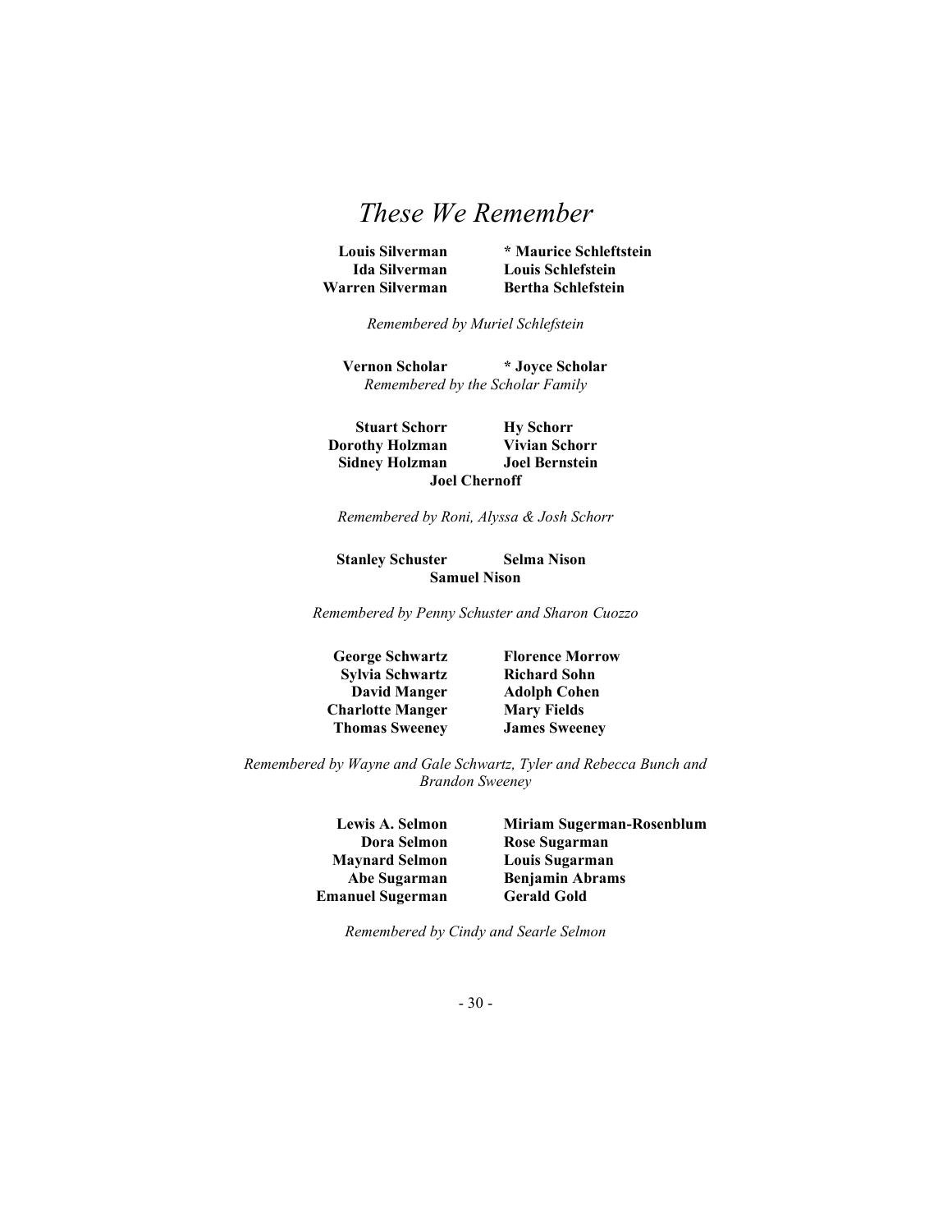# *These We Remember*

**Louis Silverman**
**Ida Silverman**
**Warren Silverman**
**\* Maurice Schleftstein**
**Louis Schlefstein**
**Bertha Schlefstein**

*Remembered by Muriel Schlefstein*

**Vernon Scholar**
**\* Joyce Scholar**

*Remembered by the Scholar Family*

**Stuart Schorr**
**Dorothy Holzman**
**Sidney Holzman**
**Hy Schorr**
**Vivian Schorr**
**Joel Bernstein**
**Joel Chernoff**

*Remembered by Roni, Alyssa & Josh Schorr*

**Stanley Schuster**
**Selma Nison**
**Samuel Nison**

*Remembered by Penny Schuster and Sharon Cuozzo*

**George Schwartz**
**Sylvia Schwartz**
**David Manger**
**Charlotte Manger**
**Thomas Sweeney**
**Florence Morrow**
**Richard Sohn**
**Adolph Cohen**
**Mary Fields**
**James Sweeney**

*Remembered by Wayne and Gale Schwartz, Tyler and Rebecca Bunch and Brandon Sweeney*

**Lewis A. Selmon**
**Dora Selmon**
**Maynard Selmon**
**Abe Sugarman**
**Emanuel Sugerman**
**Miriam Sugerman-Rosenblum**
**Rose Sugarman**
**Louis Sugarman**
**Benjamin Abrams**
**Gerald Gold**

*Remembered by Cindy and Searle Selmon*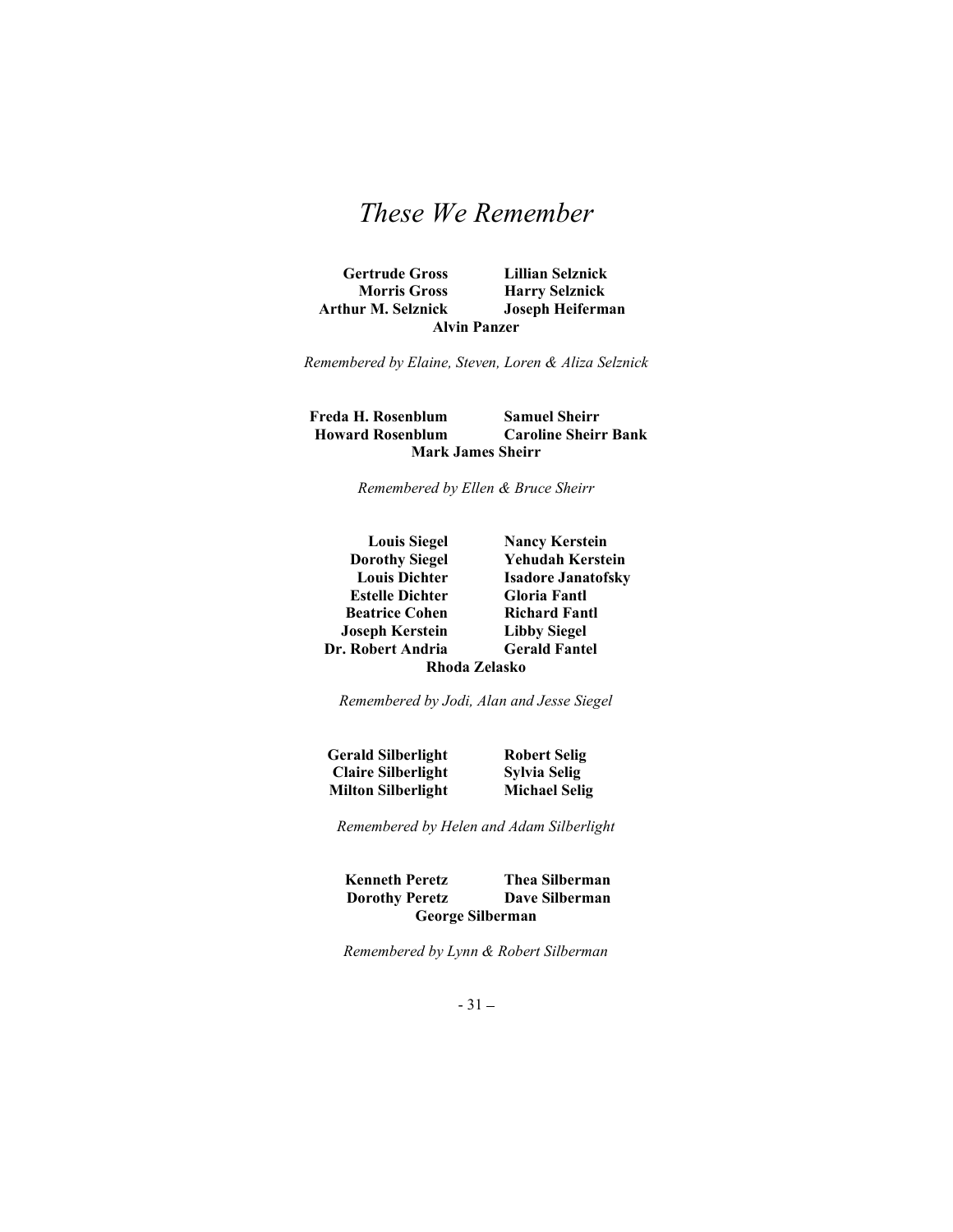# *These We Remember*

**Gertrude Gross** **Lillian Selznick**
**Morris Gross** **Harry Selznick**
**Arthur M. Selznick** **Joseph Heiferman**
**Alvin Panzer**

*Remembered by Elaine, Steven, Loren & Aliza Selznick*

**Freda H. Rosenblum** **Samuel Sheirr**
**Howard Rosenblum** **Caroline Sheirr Bank**
**Mark James Sheirr**

*Remembered by Ellen & Bruce Sheirr*

**Louis Siegel** **Nancy Kerstein**
**Dorothy Siegel** **Yehudah Kerstein**
**Louis Dichter** **Isadore Janatofsky**
**Estelle Dichter** **Gloria Fantl**
**Beatrice Cohen** **Richard Fantl**
**Joseph Kerstein** **Libby Siegel**
**Dr. Robert Andria** **Gerald Fantel**
**Rhoda Zelasko**

*Remembered by Jodi, Alan and Jesse Siegel*

**Gerald Silberlight** **Robert Selig**
**Claire Silberlight** **Sylvia Selig**
**Milton Silberlight** **Michael Selig**

*Remembered by Helen and Adam Silberlight*

**Kenneth Peretz** **Thea Silberman**
**Dorothy Peretz** **Dave Silberman**
**George Silberman**

*Remembered by Lynn & Robert Silberman*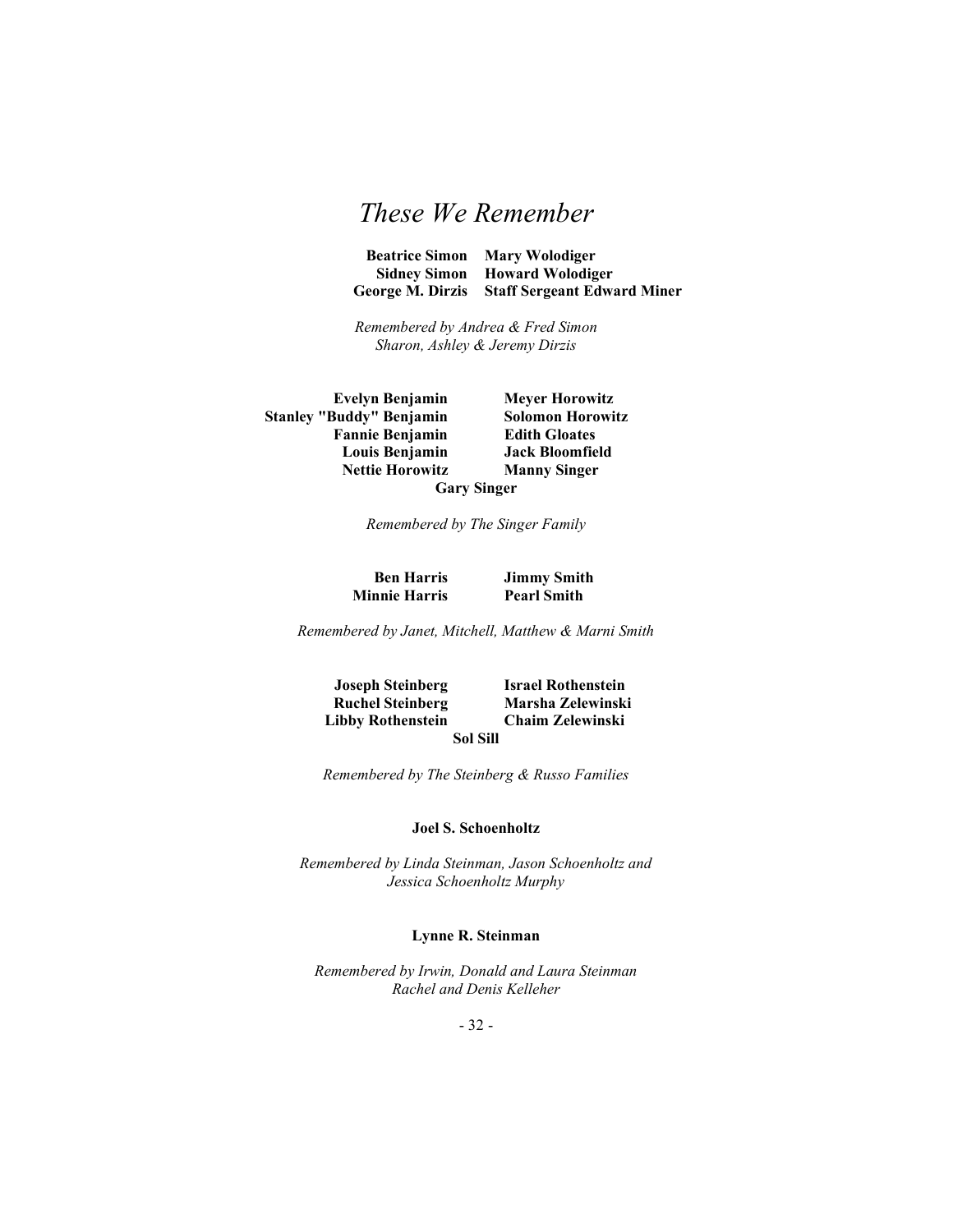# *These We Remember*

**Beatrice Simon** **Mary Wolodiger**
**Sidney Simon** **Howard Wolodiger**
**George M. Dirzis** **Staff Sergeant Edward Miner**

*Remembered by Andrea & Fred Simon*
*Sharon, Ashley & Jeremy Dirzis*

**Evelyn Benjamin** **Meyer Horowitz**
**Stanley "Buddy" Benjamin** **Solomon Horowitz**
**Fannie Benjamin** **Edith Gloates**
**Louis Benjamin** **Jack Bloomfield**
**Nettie Horowitz** **Manny Singer**
**Gary Singer**

*Remembered by The Singer Family*

**Ben Harris** **Jimmy Smith**
**Minnie Harris** **Pearl Smith**

*Remembered by Janet, Mitchell, Matthew & Marni Smith*

**Joseph Steinberg** **Israel Rothenstein**
**Ruchel Steinberg** **Marsha Zelewinski**
**Libby Rothenstein** **Chaim Zelewinski**
**Sol Sill**

*Remembered by The Steinberg & Russo Families*

**Joel S. Schoenholtz**

*Remembered by Linda Steinman, Jason Schoenholtz and Jessica Schoenholtz Murphy*

**Lynne R. Steinman**

*Remembered by Irwin, Donald and Laura Steinman*
*Rachel and Denis Kelleher*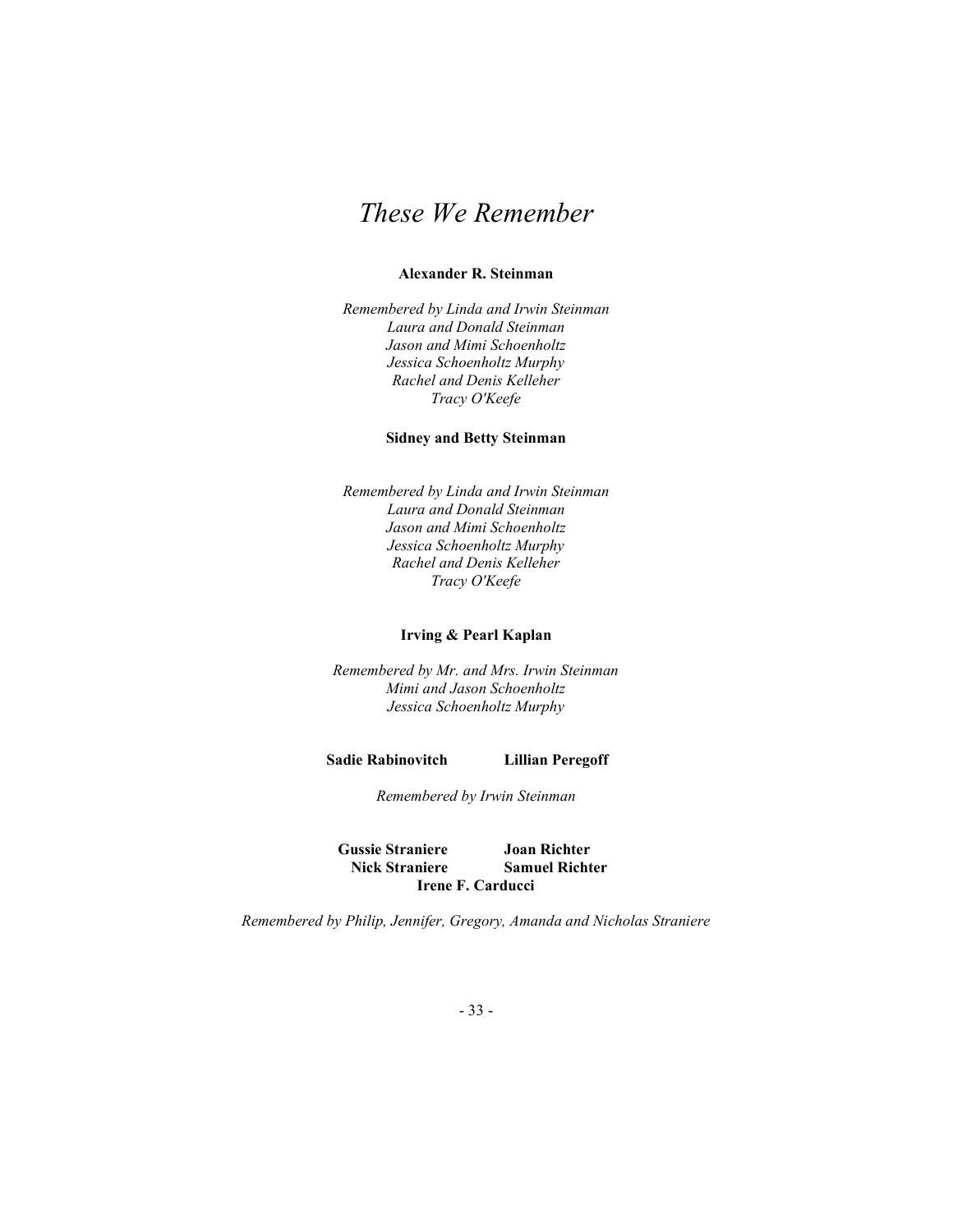# *These We Remember*

**Alexander R. Steinman**

*Remembered by Linda and Irwin Steinman*
*Laura and Donald Steinman*
*Jason and Mimi Schoenholtz*
*Jessica Schoenholtz Murphy*
*Rachel and Denis Kelleher*
*Tracy O'Keefe*

**Sidney and Betty Steinman**

*Remembered by Linda and Irwin Steinman*
*Laura and Donald Steinman*
*Jason and Mimi Schoenholtz*
*Jessica Schoenholtz Murphy*
*Rachel and Denis Kelleher*
*Tracy O'Keefe*

**Irving & Pearl Kaplan**

*Remembered by Mr. and Mrs. Irwin Steinman*
*Mimi and Jason Schoenholtz*
*Jessica Schoenholtz Murphy*

**Sadie Rabinovitch** **Lillian Peregoff**

*Remembered by Irwin Steinman*

**Gussie Straniere** **Joan Richter**
**Nick Straniere** **Samuel Richter**
**Irene F. Carducci**

*Remembered by Philip, Jennifer, Gregory, Amanda and Nicholas Straniere*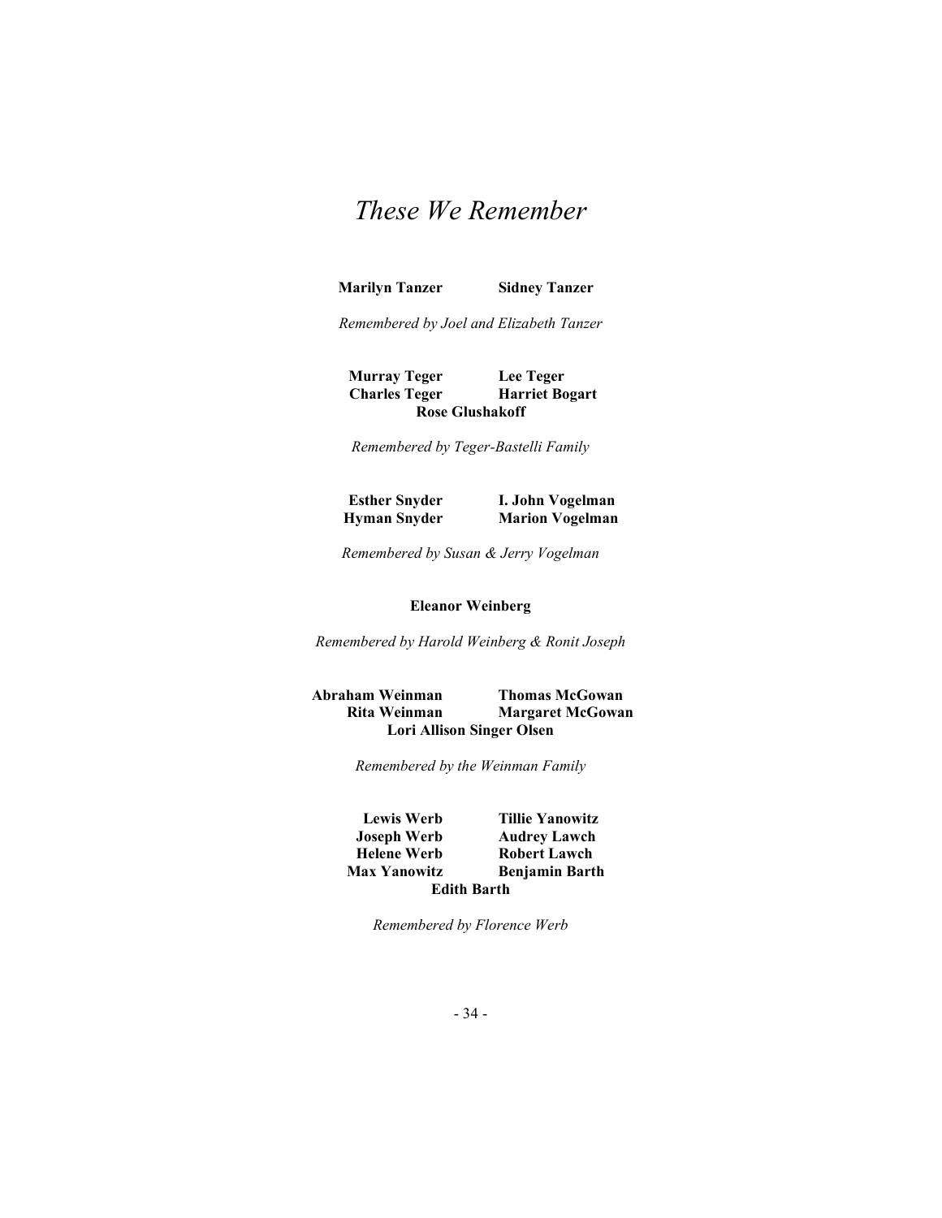# *These We Remember*

**Marilyn Tanzer** **Sidney Tanzer**

*Remembered by Joel and Elizabeth Tanzer*

**Murray Teger** **Lee Teger**
**Charles Teger** **Harriet Bogart**
**Rose Glushakoff**

*Remembered by Teger-Bastelli Family*

**Esther Snyder** **I. John Vogelman**
**Hyman Snyder** **Marion Vogelman**

*Remembered by Susan & Jerry Vogelman*

**Eleanor Weinberg**

*Remembered by Harold Weinberg & Ronit Joseph*

**Abraham Weinman** **Thomas McGowan**
**Rita Weinman** **Margaret McGowan**
**Lori Allison Singer Olsen**

*Remembered by the Weinman Family*

**Lewis Werb** **Tillie Yanowitz**
**Joseph Werb** **Audrey Lawch**
**Helene Werb** **Robert Lawch**
**Max Yanowitz** **Benjamin Barth**
**Edith Barth**

*Remembered by Florence Werb*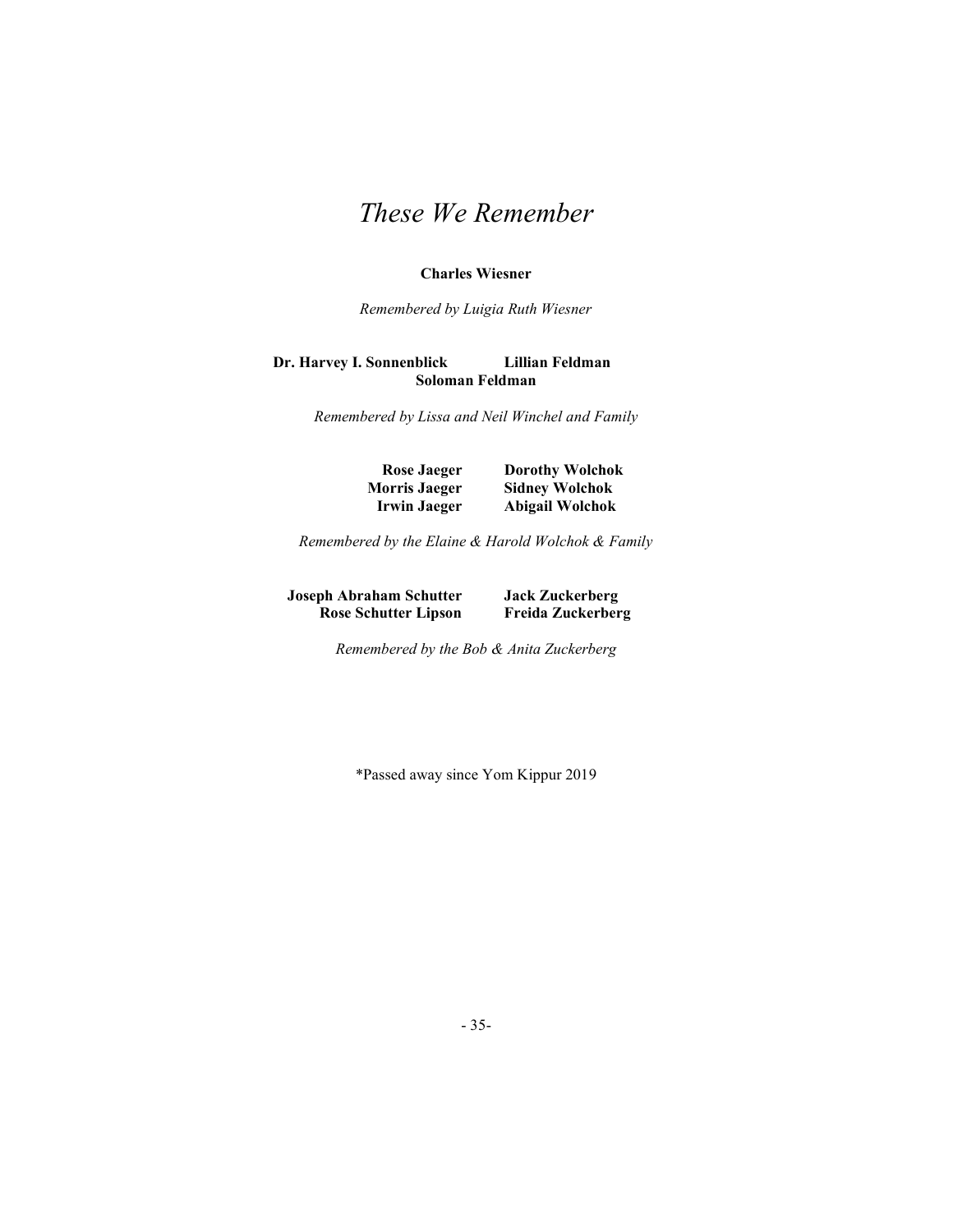# *These We Remember*

**Charles Wiesner**

*Remembered by Luigia Ruth Wiesner*

**Dr. Harvey I. Sonnenblick**
**Lillian Feldman**
**Soloman Feldman**

*Remembered by Lissa and Neil Winchel and Family*

**Rose Jaeger**
**Morris Jaeger**
**Irwin Jaeger**
**Dorothy Wolchok**
**Sidney Wolchok**
**Abigail Wolchok**

*Remembered by the Elaine & Harold Wolchok & Family*

**Joseph Abraham Schutter**
**Rose Schutter Lipson**
**Jack Zuckerberg**
**Freida Zuckerberg**

*Remembered by the Bob & Anita Zuckerberg*

*Passed away since Yom Kippur 2019